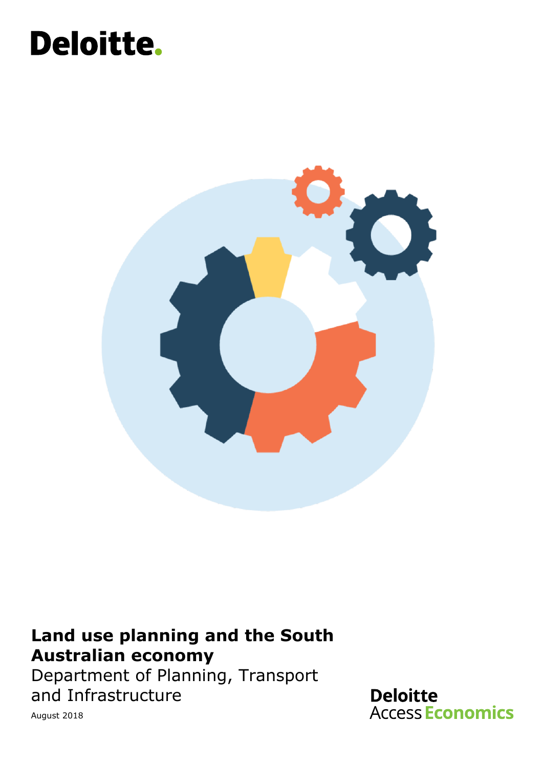Deloitte.

# Land use planning and the South Australian economy

Department of Planning, Transport and Infrastructure

August 2018

Deloitte Access Economics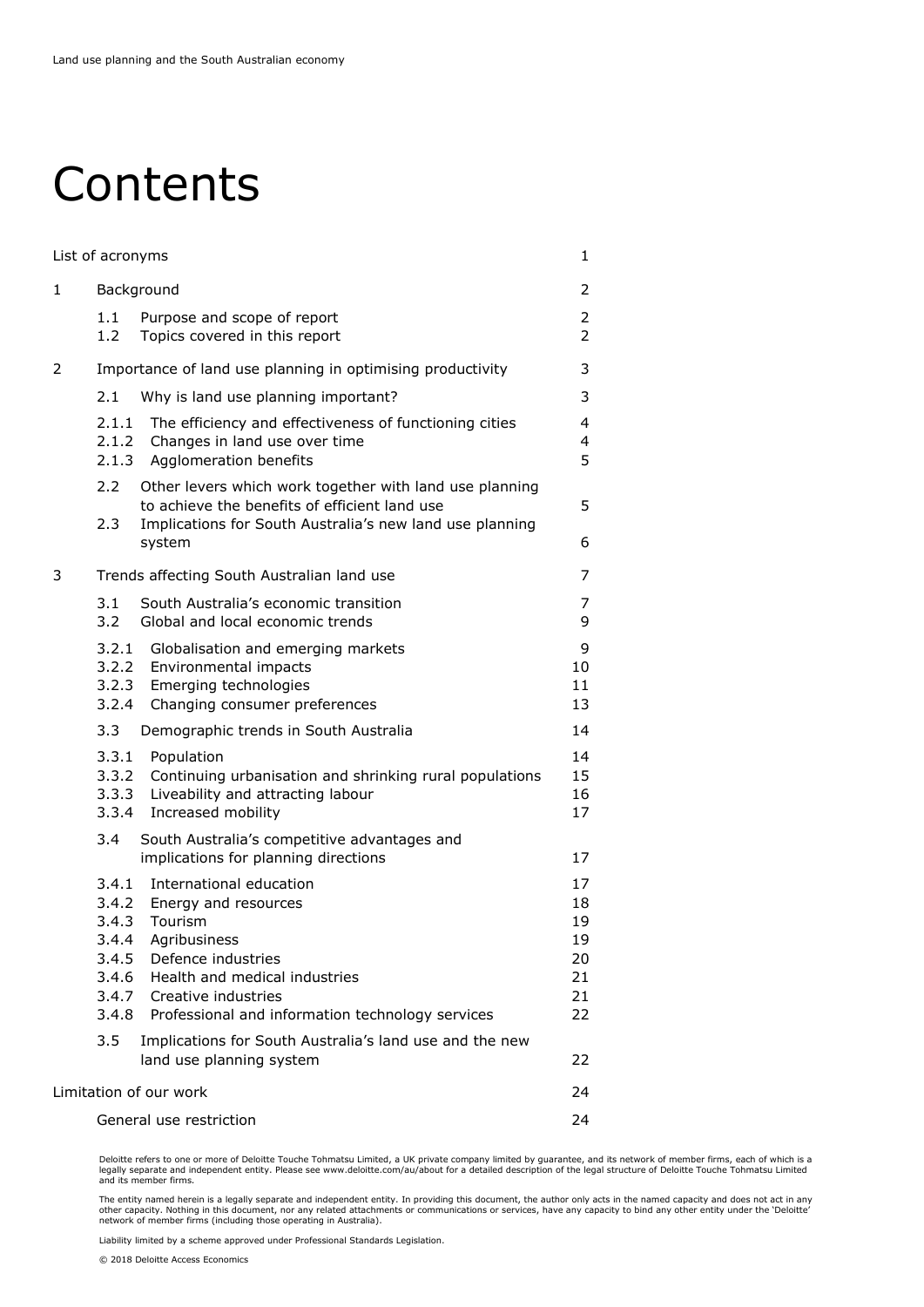# Contents

| | | |
|---|---|---|
| List of acronyms | | 1 |
| 1 | Background | 2 |
| 1.1 | Purpose and scope of report | 2 |
| 1.2 | Topics covered in this report | 2 |
| 2 | Importance of land use planning in optimising productivity | 3 |
| 2.1 | Why is land use planning important? | 3 |
| 2.1.1 | The efficiency and effectiveness of functioning cities | 4 |
| 2.1.2 | Changes in land use over time | 4 |
| 2.1.3 | Agglomeration benefits | 5 |
| 2.2 | Other levers which work together with land use planning to achieve the benefits of efficient land use | 5 |
| 2.3 | Implications for South Australia's new land use planning system | 6 |
| 3 | Trends affecting South Australian land use | 7 |
| 3.1 | South Australia's economic transition | 7 |
| 3.2 | Global and local economic trends | 9 |
| 3.2.1 | Globalisation and emerging markets | 9 |
| 3.2.2 | Environmental impacts | 10 |
| 3.2.3 | Emerging technologies | 11 |
| 3.2.4 | Changing consumer preferences | 13 |
| 3.3 | Demographic trends in South Australia | 14 |
| 3.3.1 | Population | 14 |
| 3.3.2 | Continuing urbanisation and shrinking rural populations | 15 |
| 3.3.3 | Liveability and attracting labour | 16 |
| 3.3.4 | Increased mobility | 17 |
| 3.4 | South Australia's competitive advantages and implications for planning directions | 17 |
| 3.4.1 | International education | 17 |
| 3.4.2 | Energy and resources | 18 |
| 3.4.3 | Tourism | 19 |
| 3.4.4 | Agribusiness | 19 |
| 3.4.5 | Defence industries | 20 |
| 3.4.6 | Health and medical industries | 21 |
| 3.4.7 | Creative industries | 21 |
| 3.4.8 | Professional and information technology services | 22 |
| 3.5 | Implications for South Australia's land use and the new land use planning system | 22 |
| Limitation of our work | | 24 |
| | General use restriction | 24 |

Deloitte refers to one or more of Deloitte Touche Tohmatsu Limited, a UK private company limited by guarantee, and its network of member firms, each of which is a legally separate and independent entity. Please see www.deloitte.com/au/about for a detailed description of the legal structure of Deloitte Touche Tohmatsu Limited and its member firms.

The entity named herein is a legally separate and independent entity. In providing this document, the author only acts in the named capacity and does not act in any other capacity. Nothing in this document, nor any related attachments or communications or services, have any capacity to bind any other entity under the 'Deloitte' network of member firms (including those operating in Australia).

Liability limited by a scheme approved under Professional Standards Legislation.

© 2018 Deloitte Access Economics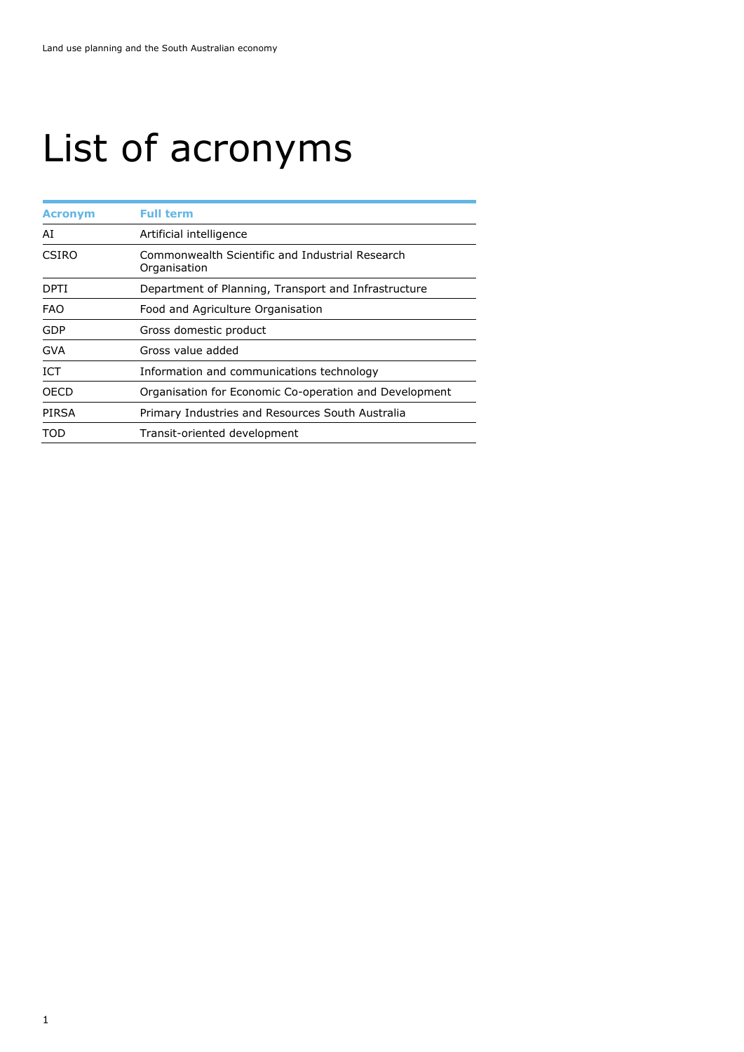# List of acronyms

| Acronym | Full term |
|---|---|
| AI | Artificial intelligence |
| CSIRO | Commonwealth Scientific and Industrial Research Organisation |
| DPTI | Department of Planning, Transport and Infrastructure |
| FAO | Food and Agriculture Organisation |
| GDP | Gross domestic product |
| GVA | Gross value added |
| ICT | Information and communications technology |
| OECD | Organisation for Economic Co-operation and Development |
| PIRSA | Primary Industries and Resources South Australia |
| TOD | Transit-oriented development |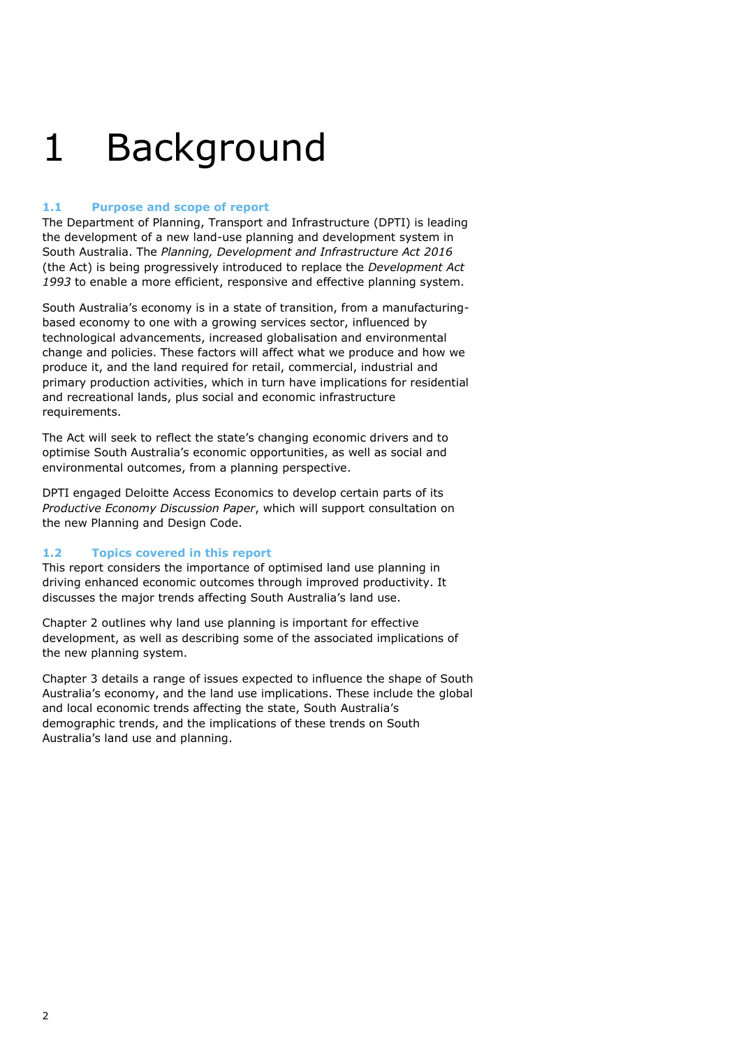# 1 Background

### 1.1 Purpose and scope of report

The Department of Planning, Transport and Infrastructure (DPTI) is leading the development of a new land-use planning and development system in South Australia. The *Planning, Development and Infrastructure Act 2016* (the Act) is being progressively introduced to replace the *Development Act 1993* to enable a more efficient, responsive and effective planning system.

South Australia's economy is in a state of transition, from a manufacturing-based economy to one with a growing services sector, influenced by technological advancements, increased globalisation and environmental change and policies. These factors will affect what we produce and how we produce it, and the land required for retail, commercial, industrial and primary production activities, which in turn have implications for residential and recreational lands, plus social and economic infrastructure requirements.

The Act will seek to reflect the state's changing economic drivers and to optimise South Australia's economic opportunities, as well as social and environmental outcomes, from a planning perspective.

DPTI engaged Deloitte Access Economics to develop certain parts of its *Productive Economy Discussion Paper*, which will support consultation on the new Planning and Design Code.

### 1.2 Topics covered in this report

This report considers the importance of optimised land use planning in driving enhanced economic outcomes through improved productivity. It discusses the major trends affecting South Australia's land use.

Chapter 2 outlines why land use planning is important for effective development, as well as describing some of the associated implications of the new planning system.

Chapter 3 details a range of issues expected to influence the shape of South Australia's economy, and the land use implications. These include the global and local economic trends affecting the state, South Australia's demographic trends, and the implications of these trends on South Australia's land use and planning.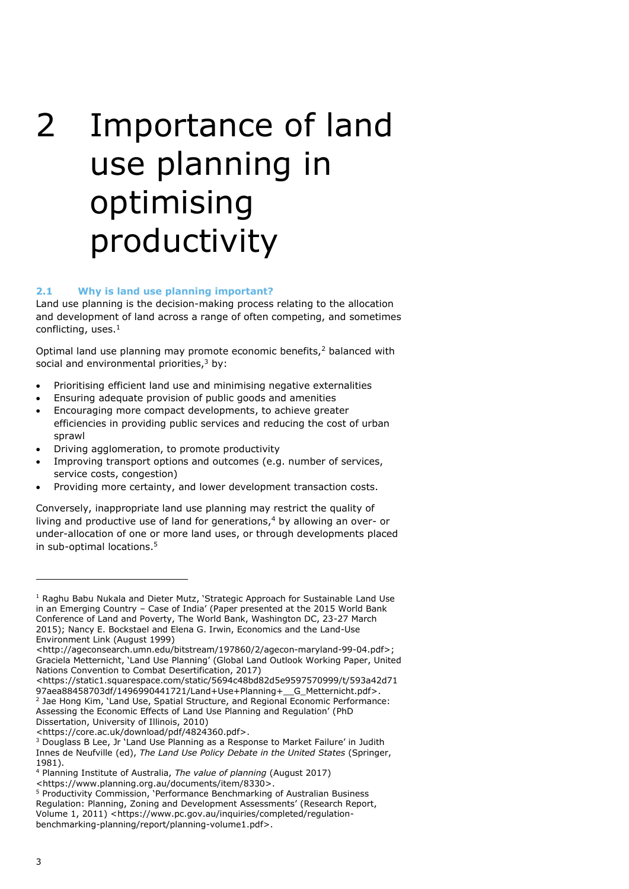# 2 Importance of land use planning in optimising productivity

### 2.1 Why is land use planning important?

Land use planning is the decision-making process relating to the allocation and development of land across a range of often competing, and sometimes conflicting, uses.[1]

Optimal land use planning may promote economic benefits,[2] balanced with social and environmental priorities,[3] by:

- Prioritising efficient land use and minimising negative externalities
- Ensuring adequate provision of public goods and amenities
- Encouraging more compact developments, to achieve greater efficiencies in providing public services and reducing the cost of urban sprawl
- Driving agglomeration, to promote productivity
- Improving transport options and outcomes (e.g. number of services, service costs, congestion)
- Providing more certainty, and lower development transaction costs.

Conversely, inappropriate land use planning may restrict the quality of living and productive use of land for generations,[4] by allowing an over- or under-allocation of one or more land uses, or through developments placed in sub-optimal locations.[5]

---

[1] Raghu Babu Nukala and Dieter Mutz, 'Strategic Approach for Sustainable Land Use in an Emerging Country – Case of India' (Paper presented at the 2015 World Bank Conference of Land and Poverty, The World Bank, Washington DC, 23-27 March 2015); Nancy E. Bockstael and Elena G. Irwin, Economics and the Land-Use Environment Link (August 1999) <http://ageconsearch.umn.edu/bitstream/197860/2/agecon-maryland-99-04.pdf>; Graciela Metternicht, 'Land Use Planning' (Global Land Outlook Working Paper, United Nations Convention to Combat Desertification, 2017) <https://static1.squarespace.com/static/5694c48bd82d5e9597570999/t/593a42d7197aea88458703df/1496990441721/Land+Use+Planning+__G_Metternicht.pdf>.

[2] Jae Hong Kim, 'Land Use, Spatial Structure, and Regional Economic Performance: Assessing the Economic Effects of Land Use Planning and Regulation' (PhD Dissertation, University of Illinois, 2010) <https://core.ac.uk/download/pdf/4824360.pdf>.

[3] Douglass B Lee, Jr 'Land Use Planning as a Response to Market Failure' in Judith Innes de Neufville (ed), *The Land Use Policy Debate in the United States* (Springer, 1981).

[4] Planning Institute of Australia, *The value of planning* (August 2017) <https://www.planning.org.au/documents/item/8330>.

[5] Productivity Commission, 'Performance Benchmarking of Australian Business Regulation: Planning, Zoning and Development Assessments' (Research Report, Volume 1, 2011) <https://www.pc.gov.au/inquiries/completed/regulation-benchmarking-planning/report/planning-volume1.pdf>.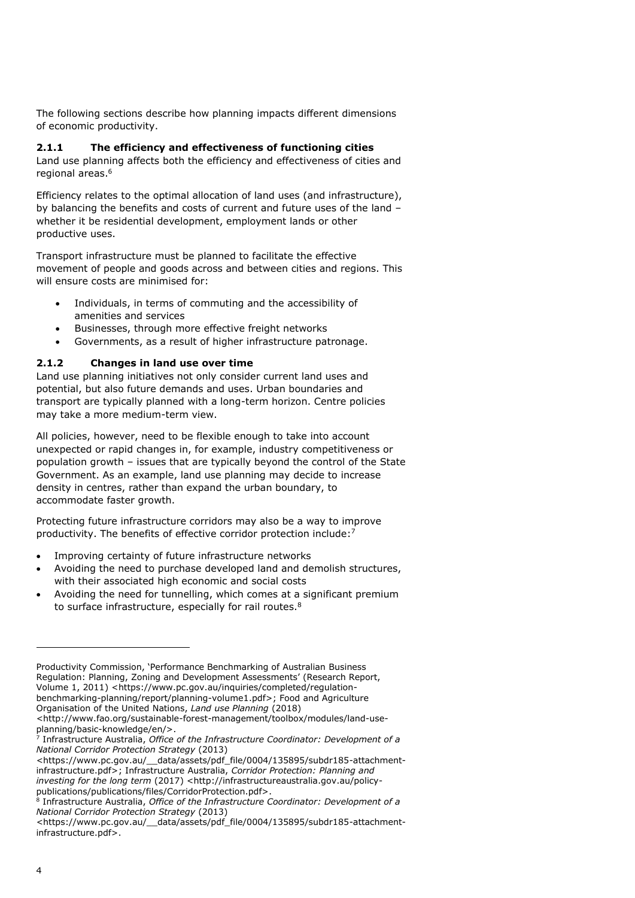The following sections describe how planning impacts different dimensions of economic productivity.

### 2.1.1 The efficiency and effectiveness of functioning cities

Land use planning affects both the efficiency and effectiveness of cities and regional areas.[6]

Efficiency relates to the optimal allocation of land uses (and infrastructure), by balancing the benefits and costs of current and future uses of the land – whether it be residential development, employment lands or other productive uses.

Transport infrastructure must be planned to facilitate the effective movement of people and goods across and between cities and regions. This will ensure costs are minimised for:

- Individuals, in terms of commuting and the accessibility of amenities and services
- Businesses, through more effective freight networks
- Governments, as a result of higher infrastructure patronage.

### 2.1.2 Changes in land use over time

Land use planning initiatives not only consider current land uses and potential, but also future demands and uses. Urban boundaries and transport are typically planned with a long-term horizon. Centre policies may take a more medium-term view.

All policies, however, need to be flexible enough to take into account unexpected or rapid changes in, for example, industry competitiveness or population growth – issues that are typically beyond the control of the State Government. As an example, land use planning may decide to increase density in centres, rather than expand the urban boundary, to accommodate faster growth.

Protecting future infrastructure corridors may also be a way to improve productivity. The benefits of effective corridor protection include:[7]

- Improving certainty of future infrastructure networks
- Avoiding the need to purchase developed land and demolish structures, with their associated high economic and social costs
- Avoiding the need for tunnelling, which comes at a significant premium to surface infrastructure, especially for rail routes.[8]

---

Productivity Commission, 'Performance Benchmarking of Australian Business Regulation: Planning, Zoning and Development Assessments' (Research Report, Volume 1, 2011) <https://www.pc.gov.au/inquiries/completed/regulation-benchmarking-planning/report/planning-volume1.pdf>; Food and Agriculture Organisation of the United Nations, *Land use Planning* (2018) <http://www.fao.org/sustainable-forest-management/toolbox/modules/land-use-planning/basic-knowledge/en/>.

[7] Infrastructure Australia, *Office of the Infrastructure Coordinator: Development of a National Corridor Protection Strategy* (2013) <https://www.pc.gov.au/__data/assets/pdf_file/0004/135895/subdr185-attachment-infrastructure.pdf>; Infrastructure Australia, *Corridor Protection: Planning and investing for the long term* (2017) <http://infrastructureaustralia.gov.au/policy-publications/publications/files/CorridorProtection.pdf>.

[8] Infrastructure Australia, *Office of the Infrastructure Coordinator: Development of a National Corridor Protection Strategy* (2013) <https://www.pc.gov.au/__data/assets/pdf_file/0004/135895/subdr185-attachment-infrastructure.pdf>.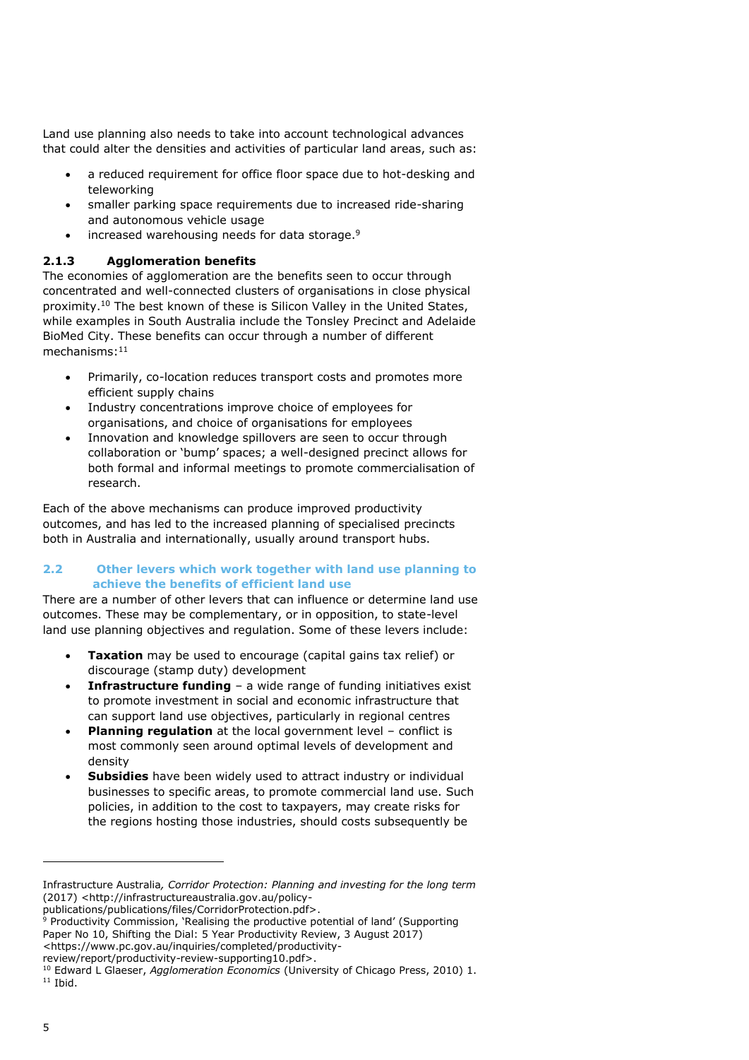Land use planning also needs to take into account technological advances that could alter the densities and activities of particular land areas, such as:

- a reduced requirement for office floor space due to hot-desking and teleworking
- smaller parking space requirements due to increased ride-sharing and autonomous vehicle usage
- increased warehousing needs for data storage.[9]

### 2.1.3 Agglomeration benefits

The economies of agglomeration are the benefits seen to occur through concentrated and well-connected clusters of organisations in close physical proximity.[10] The best known of these is Silicon Valley in the United States, while examples in South Australia include the Tonsley Precinct and Adelaide BioMed City. These benefits can occur through a number of different mechanisms:[11]

- Primarily, co-location reduces transport costs and promotes more efficient supply chains
- Industry concentrations improve choice of employees for organisations, and choice of organisations for employees
- Innovation and knowledge spillovers are seen to occur through collaboration or 'bump' spaces; a well-designed precinct allows for both formal and informal meetings to promote commercialisation of research.

Each of the above mechanisms can produce improved productivity outcomes, and has led to the increased planning of specialised precincts both in Australia and internationally, usually around transport hubs.

## 2.2 Other levers which work together with land use planning to achieve the benefits of efficient land use

There are a number of other levers that can influence or determine land use outcomes. These may be complementary, or in opposition, to state-level land use planning objectives and regulation. Some of these levers include:

- **Taxation** may be used to encourage (capital gains tax relief) or discourage (stamp duty) development
- **Infrastructure funding** – a wide range of funding initiatives exist to promote investment in social and economic infrastructure that can support land use objectives, particularly in regional centres
- **Planning regulation** at the local government level – conflict is most commonly seen around optimal levels of development and density
- **Subsidies** have been widely used to attract industry or individual businesses to specific areas, to promote commercial land use. Such policies, in addition to the cost to taxpayers, may create risks for the regions hosting those industries, should costs subsequently be

---

Infrastructure Australia*, Corridor Protection: Planning and investing for the long term* (2017) <http://infrastructureaustralia.gov.au/policy-publications/publications/files/CorridorProtection.pdf>.

[9] Productivity Commission, 'Realising the productive potential of land' (Supporting Paper No 10, Shifting the Dial: 5 Year Productivity Review, 3 August 2017) <https://www.pc.gov.au/inquiries/completed/productivity-review/report/productivity-review-supporting10.pdf>.

[10] Edward L Glaeser, *Agglomeration Economics* (University of Chicago Press, 2010) 1.

[11] Ibid.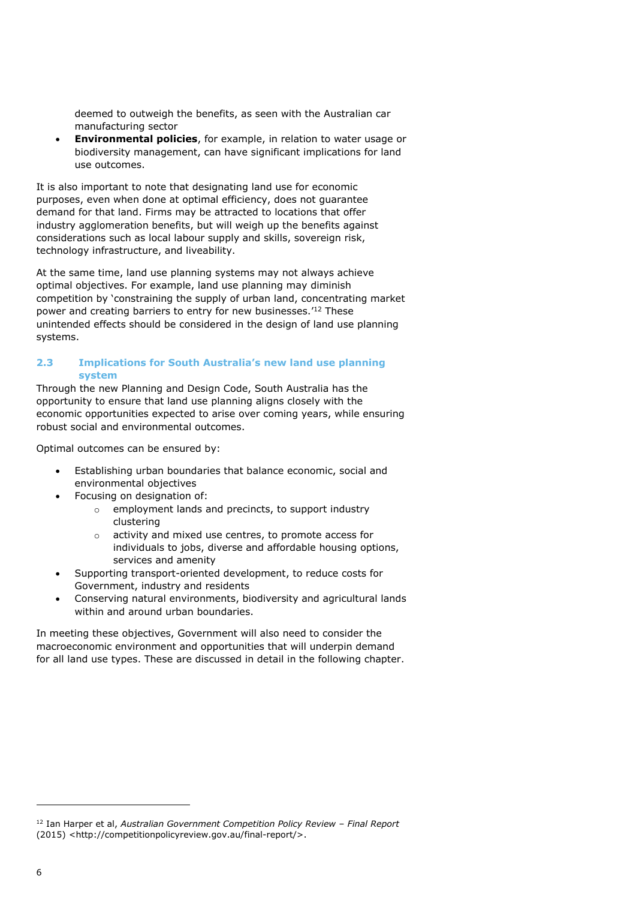deemed to outweigh the benefits, as seen with the Australian car manufacturing sector

- **Environmental policies**, for example, in relation to water usage or biodiversity management, can have significant implications for land use outcomes.

It is also important to note that designating land use for economic purposes, even when done at optimal efficiency, does not guarantee demand for that land. Firms may be attracted to locations that offer industry agglomeration benefits, but will weigh up the benefits against considerations such as local labour supply and skills, sovereign risk, technology infrastructure, and liveability.

At the same time, land use planning systems may not always achieve optimal objectives. For example, land use planning may diminish competition by 'constraining the supply of urban land, concentrating market power and creating barriers to entry for new businesses.'[12] These unintended effects should be considered in the design of land use planning systems.

## 2.3 Implications for South Australia's new land use planning system

Through the new Planning and Design Code, South Australia has the opportunity to ensure that land use planning aligns closely with the economic opportunities expected to arise over coming years, while ensuring robust social and environmental outcomes.

Optimal outcomes can be ensured by:

- Establishing urban boundaries that balance economic, social and environmental objectives
- Focusing on designation of:
  - employment lands and precincts, to support industry clustering
  - activity and mixed use centres, to promote access for individuals to jobs, diverse and affordable housing options, services and amenity
- Supporting transport-oriented development, to reduce costs for Government, industry and residents
- Conserving natural environments, biodiversity and agricultural lands within and around urban boundaries.

In meeting these objectives, Government will also need to consider the macroeconomic environment and opportunities that will underpin demand for all land use types. These are discussed in detail in the following chapter.

[12] Ian Harper et al, *Australian Government Competition Policy Review – Final Report* (2015) <http://competitionpolicyreview.gov.au/final-report/>.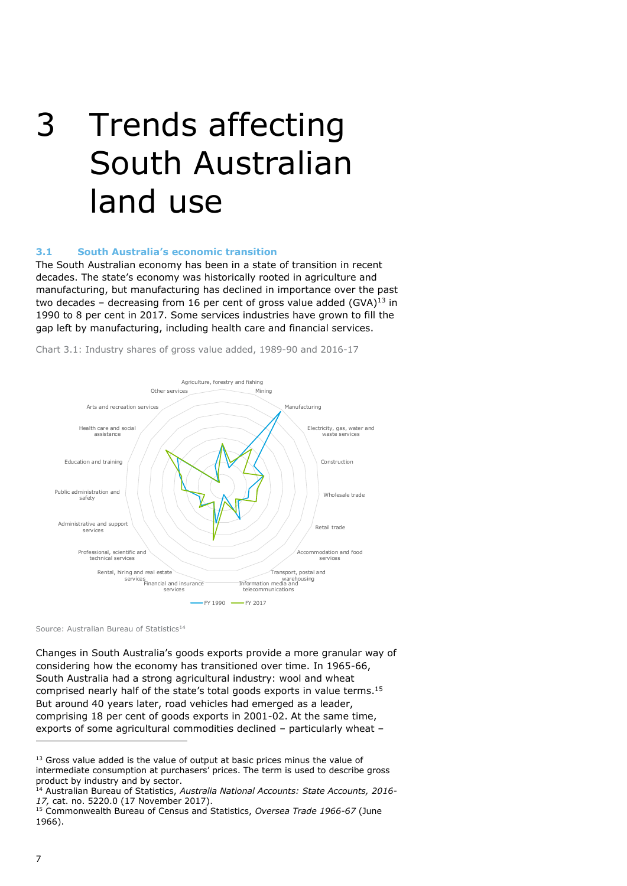# 3 Trends affecting South Australian land use

### 3.1 South Australia's economic transition

The South Australian economy has been in a state of transition in recent decades. The state's economy was historically rooted in agriculture and manufacturing, but manufacturing has declined in importance over the past two decades – decreasing from 16 per cent of gross value added (GVA)[13] in 1990 to 8 per cent in 2017. Some services industries have grown to fill the gap left by manufacturing, including health care and financial services.

Chart 3.1: Industry shares of gross value added, 1989-90 and 2016-17

Agriculture, forestry and fishing
Mining
Manufacturing
Electricity, gas, water and waste services
Construction
Wholesale trade
Retail trade
Accommodation and food services
Transport, postal and warehousing
Information media and telecommunications
Financial and insurance services
Rental, hiring and real estate services
Professional, scientific and technical services
Administrative and support services
Public administration and safety
Education and training
Health care and social assistance
Arts and recreation services
Other services

FY 1990 FY 2017

Source: Australian Bureau of Statistics[14]

Changes in South Australia's goods exports provide a more granular way of considering how the economy has transitioned over time. In 1965-66, South Australia had a strong agricultural industry: wool and wheat comprised nearly half of the state's total goods exports in value terms.[15] But around 40 years later, road vehicles had emerged as a leader, comprising 18 per cent of goods exports in 2001-02. At the same time, exports of some agricultural commodities declined – particularly wheat –

---

[13] Gross value added is the value of output at basic prices minus the value of intermediate consumption at purchasers' prices. The term is used to describe gross product by industry and by sector.

[14] Australian Bureau of Statistics, *Australia National Accounts: State Accounts, 2016-17,* cat. no. 5220.0 (17 November 2017).

[15] Commonwealth Bureau of Census and Statistics, *Oversea Trade 1966-67* (June 1966).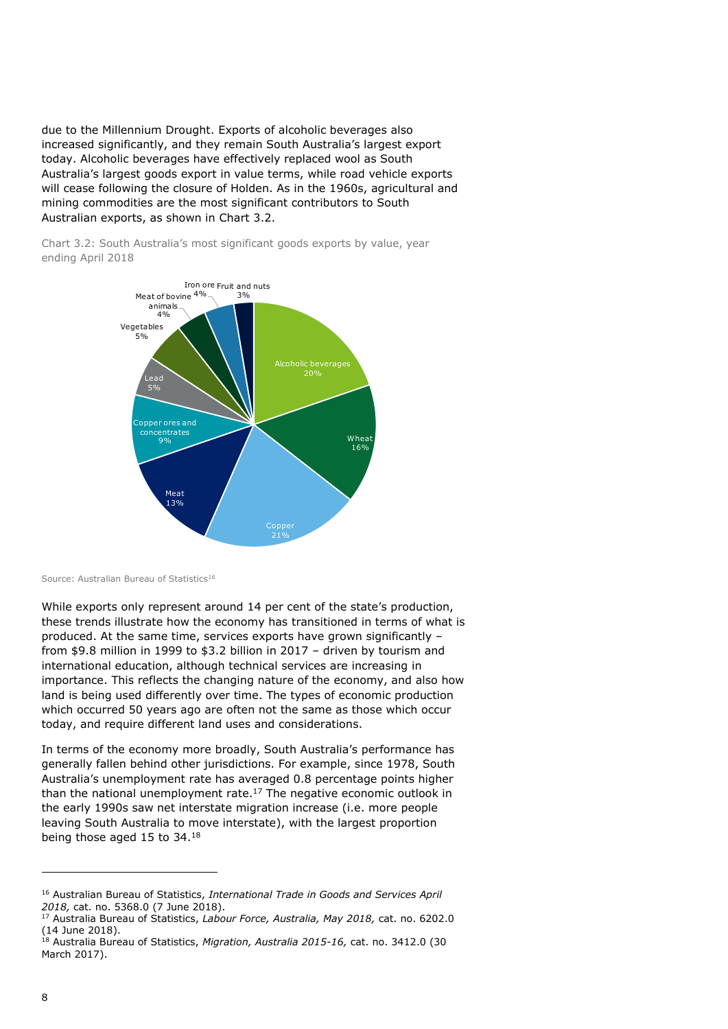due to the Millennium Drought. Exports of alcoholic beverages also increased significantly, and they remain South Australia's largest export today. Alcoholic beverages have effectively replaced wool as South Australia's largest goods export in value terms, while road vehicle exports will cease following the closure of Holden. As in the 1960s, agricultural and mining commodities are the most significant contributors to South Australian exports, as shown in Chart 3.2.

Chart 3.2: South Australia's most significant goods exports by value, year ending April 2018

| Export | Share |
| --- | --- |
| Alcoholic beverages | 20% |
| Wheat | 16% |
| Copper | 21% |
| Meat | 13% |
| Copper ores and concentrates | 9% |
| Lead | 5% |
| Vegetables | 5% |
| Meat of bovine animals | 4% |
| Iron ore | 4% |
| Fruit and nuts | 3% |

Source: Australian Bureau of Statistics[16]

While exports only represent around 14 per cent of the state's production, these trends illustrate how the economy has transitioned in terms of what is produced. At the same time, services exports have grown significantly – from $9.8 million in 1999 to $3.2 billion in 2017 – driven by tourism and international education, although technical services are increasing in importance. This reflects the changing nature of the economy, and also how land is being used differently over time. The types of economic production which occurred 50 years ago are often not the same as those which occur today, and require different land uses and considerations.

In terms of the economy more broadly, South Australia's performance has generally fallen behind other jurisdictions. For example, since 1978, South Australia's unemployment rate has averaged 0.8 percentage points higher than the national unemployment rate.[17] The negative economic outlook in the early 1990s saw net interstate migration increase (i.e. more people leaving South Australia to move interstate), with the largest proportion being those aged 15 to 34.[18]

---

[16] Australian Bureau of Statistics, *International Trade in Goods and Services April 2018,* cat. no. 5368.0 (7 June 2018).

[17] Australia Bureau of Statistics, *Labour Force, Australia, May 2018,* cat. no. 6202.0 (14 June 2018).

[18] Australia Bureau of Statistics, *Migration, Australia 2015-16,* cat. no. 3412.0 (30 March 2017).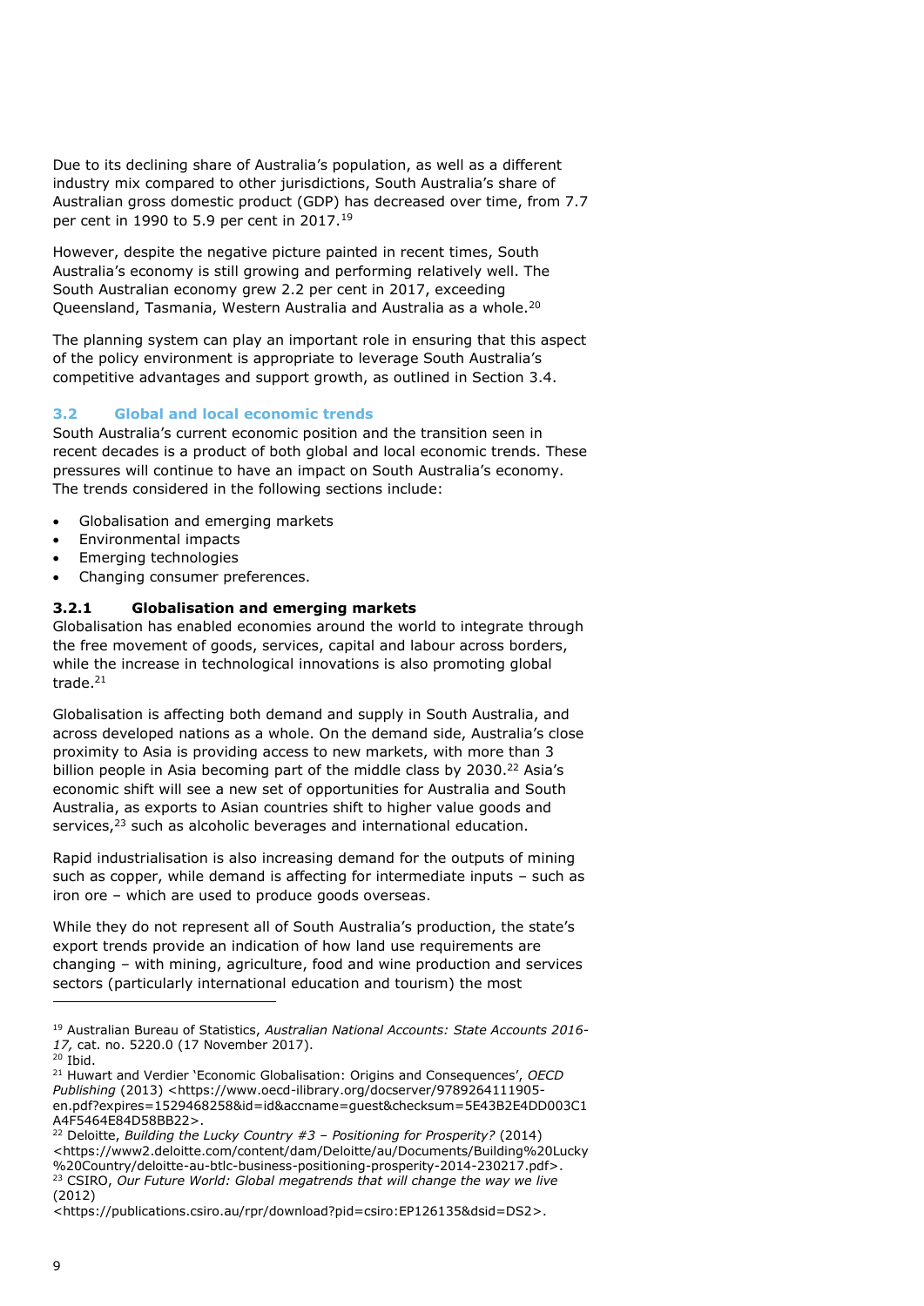Due to its declining share of Australia's population, as well as a different industry mix compared to other jurisdictions, South Australia's share of Australian gross domestic product (GDP) has decreased over time, from 7.7 per cent in 1990 to 5.9 per cent in 2017.[19]

However, despite the negative picture painted in recent times, South Australia's economy is still growing and performing relatively well. The South Australian economy grew 2.2 per cent in 2017, exceeding Queensland, Tasmania, Western Australia and Australia as a whole.[20]

The planning system can play an important role in ensuring that this aspect of the policy environment is appropriate to leverage South Australia's competitive advantages and support growth, as outlined in Section 3.4.

## 3.2 Global and local economic trends

South Australia's current economic position and the transition seen in recent decades is a product of both global and local economic trends. These pressures will continue to have an impact on South Australia's economy. The trends considered in the following sections include:

- Globalisation and emerging markets
- Environmental impacts
- Emerging technologies
- Changing consumer preferences.

### 3.2.1 Globalisation and emerging markets

Globalisation has enabled economies around the world to integrate through the free movement of goods, services, capital and labour across borders, while the increase in technological innovations is also promoting global trade.[21]

Globalisation is affecting both demand and supply in South Australia, and across developed nations as a whole. On the demand side, Australia's close proximity to Asia is providing access to new markets, with more than 3 billion people in Asia becoming part of the middle class by 2030.[22] Asia's economic shift will see a new set of opportunities for Australia and South Australia, as exports to Asian countries shift to higher value goods and services,[23] such as alcoholic beverages and international education.

Rapid industrialisation is also increasing demand for the outputs of mining such as copper, while demand is affecting for intermediate inputs – such as iron ore – which are used to produce goods overseas.

While they do not represent all of South Australia's production, the state's export trends provide an indication of how land use requirements are changing – with mining, agriculture, food and wine production and services sectors (particularly international education and tourism) the most

---

[19] Australian Bureau of Statistics, *Australian National Accounts: State Accounts 2016-17,* cat. no. 5220.0 (17 November 2017).

[20] Ibid.

[21] Huwart and Verdier 'Economic Globalisation: Origins and Consequences', *OECD Publishing* (2013) <https://www.oecd-ilibrary.org/docserver/9789264111905-en.pdf?expires=1529468258&id=id&accname=guest&checksum=5E43B2E4DD003C1A4F5464E84D58BB22>.

[22] Deloitte, *Building the Lucky Country #3 – Positioning for Prosperity?* (2014) <https://www2.deloitte.com/content/dam/Deloitte/au/Documents/Building%20Lucky%20Country/deloitte-au-btlc-business-positioning-prosperity-2014-230217.pdf>.

[23] CSIRO, *Our Future World: Global megatrends that will change the way we live* (2012) <https://publications.csiro.au/rpr/download?pid=csiro:EP126135&dsid=DS2>.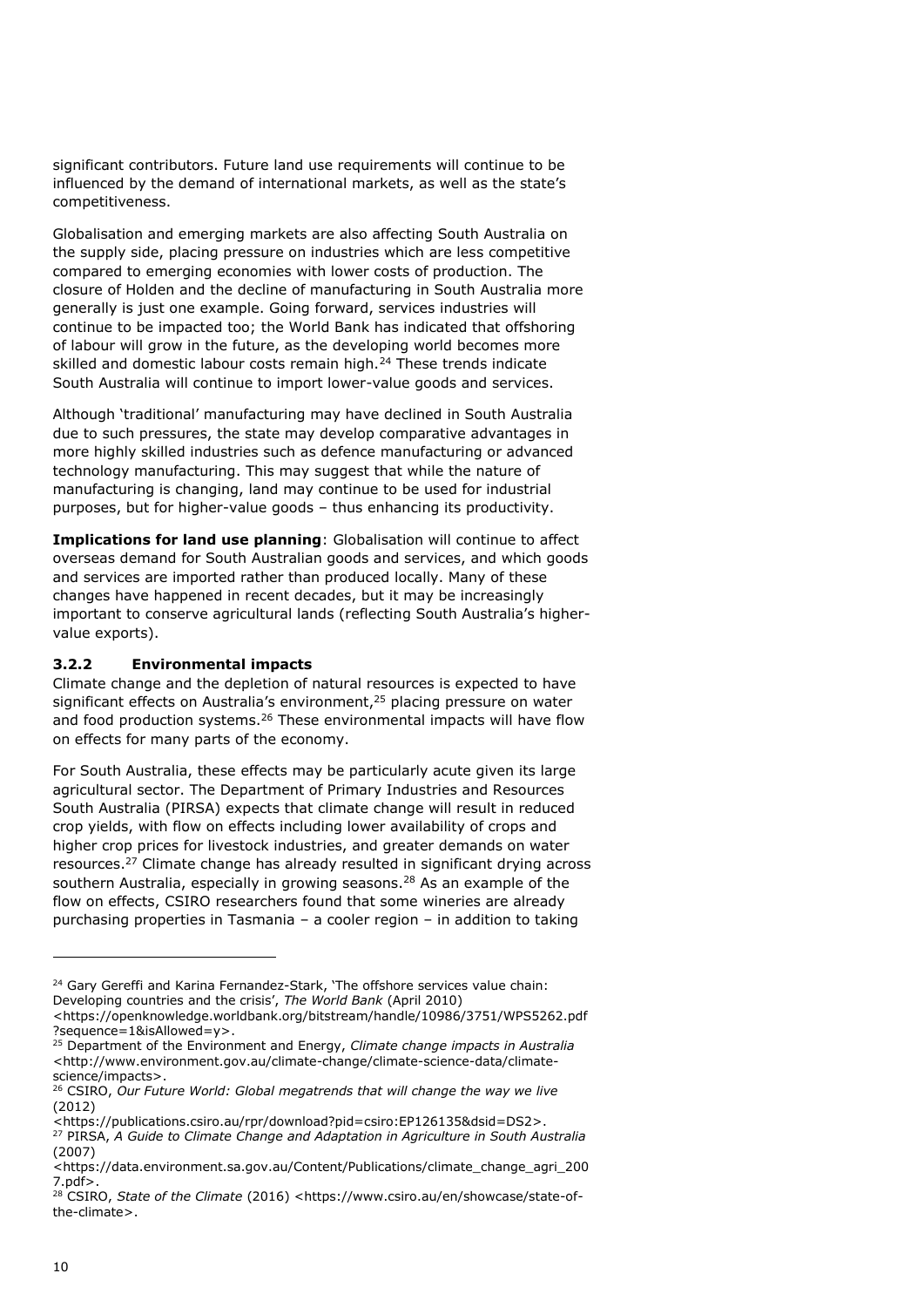significant contributors. Future land use requirements will continue to be influenced by the demand of international markets, as well as the state's competitiveness.

Globalisation and emerging markets are also affecting South Australia on the supply side, placing pressure on industries which are less competitive compared to emerging economies with lower costs of production. The closure of Holden and the decline of manufacturing in South Australia more generally is just one example. Going forward, services industries will continue to be impacted too; the World Bank has indicated that offshoring of labour will grow in the future, as the developing world becomes more skilled and domestic labour costs remain high.[24] These trends indicate South Australia will continue to import lower-value goods and services.

Although 'traditional' manufacturing may have declined in South Australia due to such pressures, the state may develop comparative advantages in more highly skilled industries such as defence manufacturing or advanced technology manufacturing. This may suggest that while the nature of manufacturing is changing, land may continue to be used for industrial purposes, but for higher-value goods – thus enhancing its productivity.

**Implications for land use planning**: Globalisation will continue to affect overseas demand for South Australian goods and services, and which goods and services are imported rather than produced locally. Many of these changes have happened in recent decades, but it may be increasingly important to conserve agricultural lands (reflecting South Australia's higher-value exports).

### 3.2.2 Environmental impacts

Climate change and the depletion of natural resources is expected to have significant effects on Australia's environment,[25] placing pressure on water and food production systems.[26] These environmental impacts will have flow on effects for many parts of the economy.

For South Australia, these effects may be particularly acute given its large agricultural sector. The Department of Primary Industries and Resources South Australia (PIRSA) expects that climate change will result in reduced crop yields, with flow on effects including lower availability of crops and higher crop prices for livestock industries, and greater demands on water resources.[27] Climate change has already resulted in significant drying across southern Australia, especially in growing seasons.[28] As an example of the flow on effects, CSIRO researchers found that some wineries are already purchasing properties in Tasmania – a cooler region – in addition to taking

---

[24] Gary Gereffi and Karina Fernandez-Stark, 'The offshore services value chain: Developing countries and the crisis', *The World Bank* (April 2010) <https://openknowledge.worldbank.org/bitstream/handle/10986/3751/WPS5262.pdf?sequence=1&isAllowed=y>.

[25] Department of the Environment and Energy, *Climate change impacts in Australia* <http://www.environment.gov.au/climate-change/climate-science-data/climate-science/impacts>.

[26] CSIRO, *Our Future World: Global megatrends that will change the way we live* (2012) <https://publications.csiro.au/rpr/download?pid=csiro:EP126135&dsid=DS2>.

[27] PIRSA, *A Guide to Climate Change and Adaptation in Agriculture in South Australia* (2007) <https://data.environment.sa.gov.au/Content/Publications/climate_change_agri_2007.pdf>.

[28] CSIRO, *State of the Climate* (2016) <https://www.csiro.au/en/showcase/state-of-the-climate>.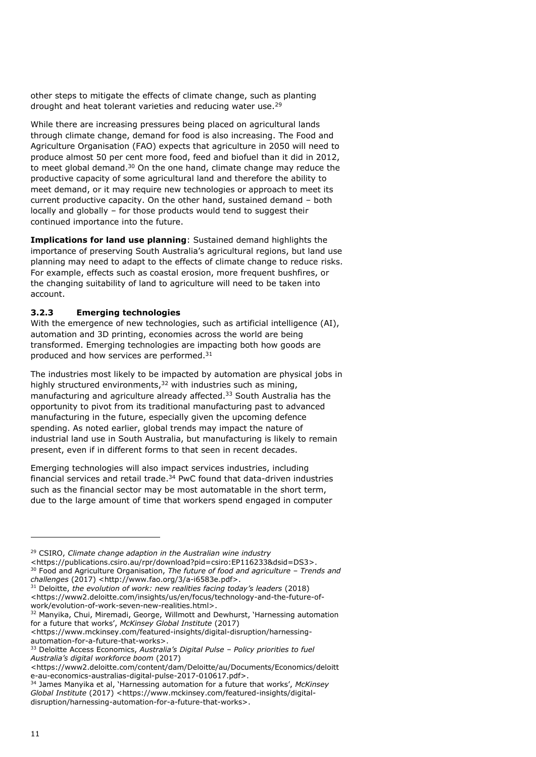other steps to mitigate the effects of climate change, such as planting drought and heat tolerant varieties and reducing water use.[29]

While there are increasing pressures being placed on agricultural lands through climate change, demand for food is also increasing. The Food and Agriculture Organisation (FAO) expects that agriculture in 2050 will need to produce almost 50 per cent more food, feed and biofuel than it did in 2012, to meet global demand.[30] On the one hand, climate change may reduce the productive capacity of some agricultural land and therefore the ability to meet demand, or it may require new technologies or approach to meet its current productive capacity. On the other hand, sustained demand – both locally and globally – for those products would tend to suggest their continued importance into the future.

**Implications for land use planning**: Sustained demand highlights the importance of preserving South Australia's agricultural regions, but land use planning may need to adapt to the effects of climate change to reduce risks. For example, effects such as coastal erosion, more frequent bushfires, or the changing suitability of land to agriculture will need to be taken into account.

### 3.2.3 Emerging technologies

With the emergence of new technologies, such as artificial intelligence (AI), automation and 3D printing, economies across the world are being transformed. Emerging technologies are impacting both how goods are produced and how services are performed.[31]

The industries most likely to be impacted by automation are physical jobs in highly structured environments,[32] with industries such as mining, manufacturing and agriculture already affected.[33] South Australia has the opportunity to pivot from its traditional manufacturing past to advanced manufacturing in the future, especially given the upcoming defence spending. As noted earlier, global trends may impact the nature of industrial land use in South Australia, but manufacturing is likely to remain present, even if in different forms to that seen in recent decades.

Emerging technologies will also impact services industries, including financial services and retail trade.[34] PwC found that data-driven industries such as the financial sector may be most automatable in the short term, due to the large amount of time that workers spend engaged in computer

---

[29] CSIRO, *Climate change adaption in the Australian wine industry* <https://publications.csiro.au/rpr/download?pid=csiro:EP116233&dsid=DS3>.

[30] Food and Agriculture Organisation, *The future of food and agriculture – Trends and challenges* (2017) <http://www.fao.org/3/a-i6583e.pdf>.

[31] Deloitte, *the evolution of work: new realities facing today's leaders* (2018) <https://www2.deloitte.com/insights/us/en/focus/technology-and-the-future-of-work/evolution-of-work-seven-new-realities.html>.

[32] Manyika, Chui, Miremadi, George, Willmott and Dewhurst, 'Harnessing automation for a future that works', *McKinsey Global Institute* (2017) <https://www.mckinsey.com/featured-insights/digital-disruption/harnessing-automation-for-a-future-that-works>.

[33] Deloitte Access Economics, *Australia's Digital Pulse – Policy priorities to fuel Australia's digital workforce boom* (2017) <https://www2.deloitte.com/content/dam/Deloitte/au/Documents/Economics/deloitte-au-economics-australias-digital-pulse-2017-010617.pdf>.

[34] James Manyika et al, 'Harnessing automation for a future that works', *McKinsey Global Institute* (2017) <https://www.mckinsey.com/featured-insights/digital-disruption/harnessing-automation-for-a-future-that-works>.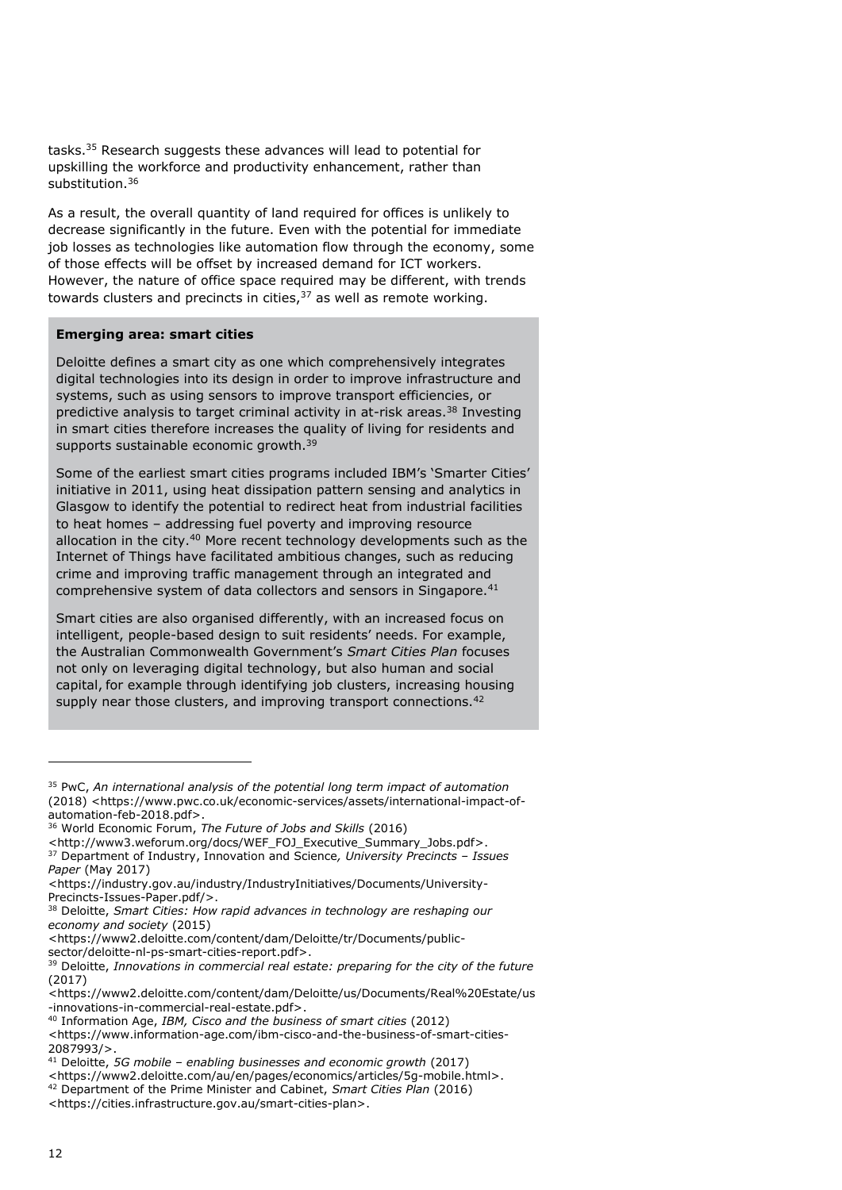tasks.[35] Research suggests these advances will lead to potential for upskilling the workforce and productivity enhancement, rather than substitution.[36]

As a result, the overall quantity of land required for offices is unlikely to decrease significantly in the future. Even with the potential for immediate job losses as technologies like automation flow through the economy, some of those effects will be offset by increased demand for ICT workers. However, the nature of office space required may be different, with trends towards clusters and precincts in cities,[37] as well as remote working.

**Emerging area: smart cities**

Deloitte defines a smart city as one which comprehensively integrates digital technologies into its design in order to improve infrastructure and systems, such as using sensors to improve transport efficiencies, or predictive analysis to target criminal activity in at-risk areas.[38] Investing in smart cities therefore increases the quality of living for residents and supports sustainable economic growth.[39]

Some of the earliest smart cities programs included IBM's 'Smarter Cities' initiative in 2011, using heat dissipation pattern sensing and analytics in Glasgow to identify the potential to redirect heat from industrial facilities to heat homes – addressing fuel poverty and improving resource allocation in the city.[40] More recent technology developments such as the Internet of Things have facilitated ambitious changes, such as reducing crime and improving traffic management through an integrated and comprehensive system of data collectors and sensors in Singapore.[41]

Smart cities are also organised differently, with an increased focus on intelligent, people-based design to suit residents' needs. For example, the Australian Commonwealth Government's *Smart Cities Plan* focuses not only on leveraging digital technology, but also human and social capital, for example through identifying job clusters, increasing housing supply near those clusters, and improving transport connections.[42]

---

[35] PwC, *An international analysis of the potential long term impact of automation* (2018) <https://www.pwc.co.uk/economic-services/assets/international-impact-of-automation-feb-2018.pdf>.

[36] World Economic Forum, *The Future of Jobs and Skills* (2016) <http://www3.weforum.org/docs/WEF_FOJ_Executive_Summary_Jobs.pdf>.

[37] Department of Industry, Innovation and Science, *University Precincts – Issues Paper* (May 2017) <https://industry.gov.au/industry/IndustryInitiatives/Documents/University-Precincts-Issues-Paper.pdf/>.

[38] Deloitte, *Smart Cities: How rapid advances in technology are reshaping our economy and society* (2015) <https://www2.deloitte.com/content/dam/Deloitte/tr/Documents/public-sector/deloitte-nl-ps-smart-cities-report.pdf>.

[39] Deloitte, *Innovations in commercial real estate: preparing for the city of the future* (2017) <https://www2.deloitte.com/content/dam/Deloitte/us/Documents/Real%20Estate/us-innovations-in-commercial-real-estate.pdf>.

[40] Information Age, *IBM, Cisco and the business of smart cities* (2012) <https://www.information-age.com/ibm-cisco-and-the-business-of-smart-cities-2087993/>.

[41] Deloitte, *5G mobile – enabling businesses and economic growth* (2017) <https://www2.deloitte.com/au/en/pages/economics/articles/5g-mobile.html>.

[42] Department of the Prime Minister and Cabinet, *Smart Cities Plan* (2016) <https://cities.infrastructure.gov.au/smart-cities-plan>.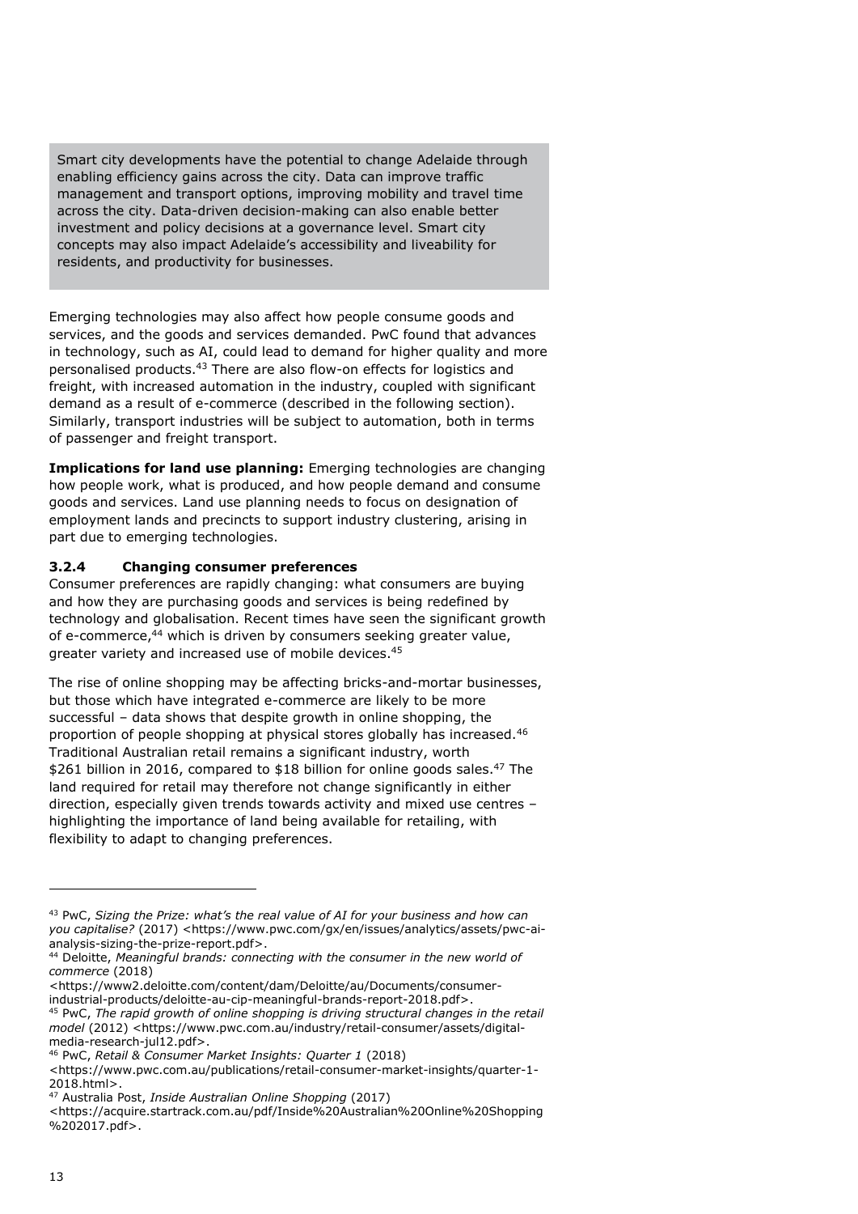Smart city developments have the potential to change Adelaide through enabling efficiency gains across the city. Data can improve traffic management and transport options, improving mobility and travel time across the city. Data-driven decision-making can also enable better investment and policy decisions at a governance level. Smart city concepts may also impact Adelaide's accessibility and liveability for residents, and productivity for businesses.

Emerging technologies may also affect how people consume goods and services, and the goods and services demanded. PwC found that advances in technology, such as AI, could lead to demand for higher quality and more personalised products.[43] There are also flow-on effects for logistics and freight, with increased automation in the industry, coupled with significant demand as a result of e-commerce (described in the following section). Similarly, transport industries will be subject to automation, both in terms of passenger and freight transport.

**Implications for land use planning:** Emerging technologies are changing how people work, what is produced, and how people demand and consume goods and services. Land use planning needs to focus on designation of employment lands and precincts to support industry clustering, arising in part due to emerging technologies.

### 3.2.4 Changing consumer preferences

Consumer preferences are rapidly changing: what consumers are buying and how they are purchasing goods and services is being redefined by technology and globalisation. Recent times have seen the significant growth of e-commerce,[44] which is driven by consumers seeking greater value, greater variety and increased use of mobile devices.[45]

The rise of online shopping may be affecting bricks-and-mortar businesses, but those which have integrated e-commerce are likely to be more successful – data shows that despite growth in online shopping, the proportion of people shopping at physical stores globally has increased.[46] Traditional Australian retail remains a significant industry, worth $261 billion in 2016, compared to $18 billion for online goods sales.[47] The land required for retail may therefore not change significantly in either direction, especially given trends towards activity and mixed use centres – highlighting the importance of land being available for retailing, with flexibility to adapt to changing preferences.

---

[43] PwC, *Sizing the Prize: what's the real value of AI for your business and how can you capitalise?* (2017) <https://www.pwc.com/gx/en/issues/analytics/assets/pwc-ai-analysis-sizing-the-prize-report.pdf>.

[44] Deloitte, *Meaningful brands: connecting with the consumer in the new world of commerce* (2018) <https://www2.deloitte.com/content/dam/Deloitte/au/Documents/consumer-industrial-products/deloitte-au-cip-meaningful-brands-report-2018.pdf>.

[45] PwC, *The rapid growth of online shopping is driving structural changes in the retail model* (2012) <https://www.pwc.com.au/industry/retail-consumer/assets/digital-media-research-jul12.pdf>.

[46] PwC, *Retail & Consumer Market Insights: Quarter 1* (2018) <https://www.pwc.com.au/publications/retail-consumer-market-insights/quarter-1-2018.html>.

[47] Australia Post, *Inside Australian Online Shopping* (2017) <https://acquire.startrack.com.au/pdf/Inside%20Australian%20Online%20Shopping%202017.pdf>.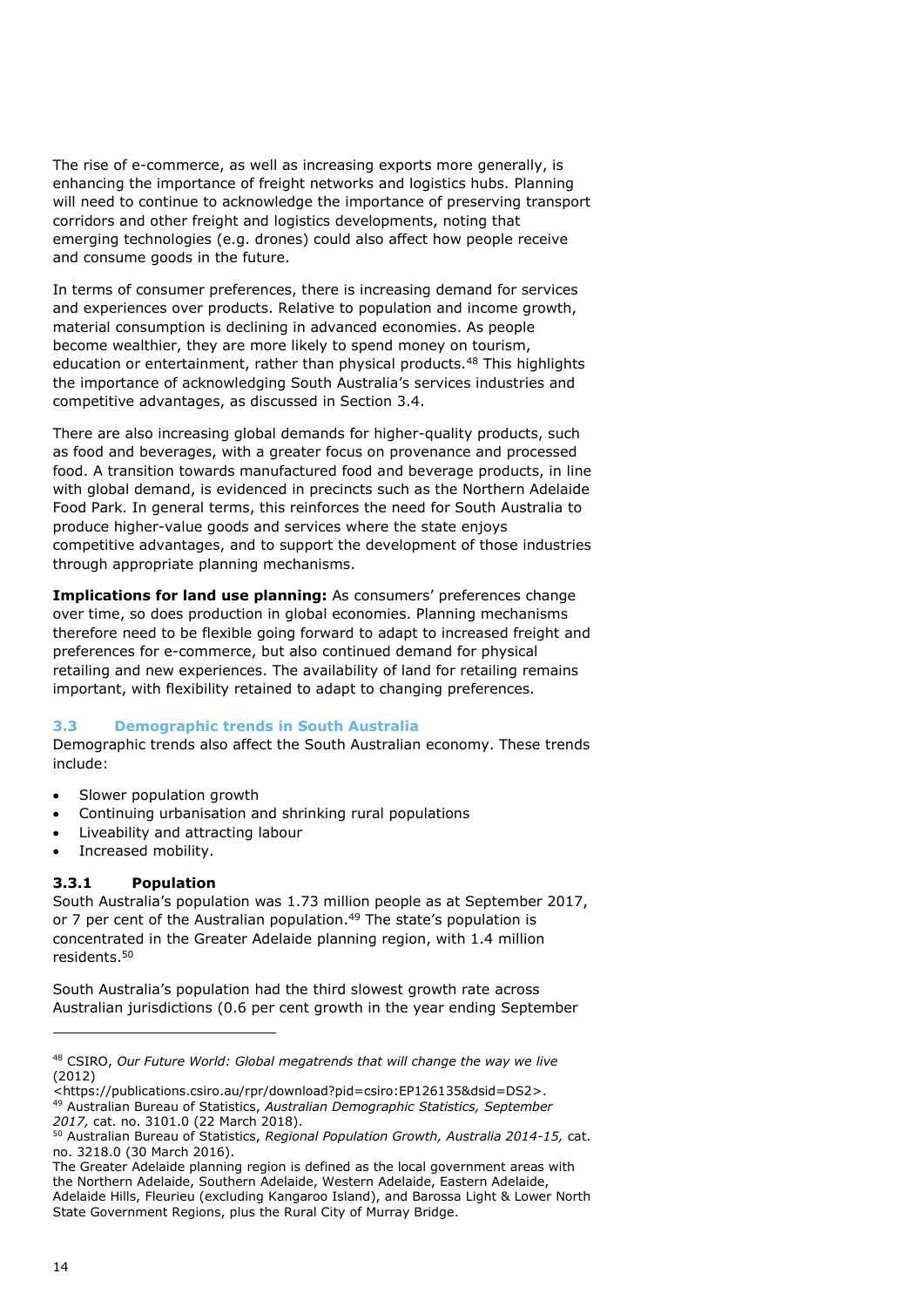The rise of e-commerce, as well as increasing exports more generally, is enhancing the importance of freight networks and logistics hubs. Planning will need to continue to acknowledge the importance of preserving transport corridors and other freight and logistics developments, noting that emerging technologies (e.g. drones) could also affect how people receive and consume goods in the future.

In terms of consumer preferences, there is increasing demand for services and experiences over products. Relative to population and income growth, material consumption is declining in advanced economies. As people become wealthier, they are more likely to spend money on tourism, education or entertainment, rather than physical products.[48] This highlights the importance of acknowledging South Australia's services industries and competitive advantages, as discussed in Section 3.4.

There are also increasing global demands for higher-quality products, such as food and beverages, with a greater focus on provenance and processed food. A transition towards manufactured food and beverage products, in line with global demand, is evidenced in precincts such as the Northern Adelaide Food Park. In general terms, this reinforces the need for South Australia to produce higher-value goods and services where the state enjoys competitive advantages, and to support the development of those industries through appropriate planning mechanisms.

**Implications for land use planning:** As consumers' preferences change over time, so does production in global economies. Planning mechanisms therefore need to be flexible going forward to adapt to increased freight and preferences for e-commerce, but also continued demand for physical retailing and new experiences. The availability of land for retailing remains important, with flexibility retained to adapt to changing preferences.

## 3.3 Demographic trends in South Australia

Demographic trends also affect the South Australian economy. These trends include:

- Slower population growth
- Continuing urbanisation and shrinking rural populations
- Liveability and attracting labour
- Increased mobility.

### 3.3.1 Population

South Australia's population was 1.73 million people as at September 2017, or 7 per cent of the Australian population.[49] The state's population is concentrated in the Greater Adelaide planning region, with 1.4 million residents.[50]

South Australia's population had the third slowest growth rate across Australian jurisdictions (0.6 per cent growth in the year ending September

---

[48] CSIRO, *Our Future World: Global megatrends that will change the way we live* (2012) <https://publications.csiro.au/rpr/download?pid=csiro:EP126135&dsid=DS2>.

[49] Australian Bureau of Statistics, *Australian Demographic Statistics, September 2017,* cat. no. 3101.0 (22 March 2018).

[50] Australian Bureau of Statistics, *Regional Population Growth, Australia 2014-15,* cat. no. 3218.0 (30 March 2016).

The Greater Adelaide planning region is defined as the local government areas with the Northern Adelaide, Southern Adelaide, Western Adelaide, Eastern Adelaide, Adelaide Hills, Fleurieu (excluding Kangaroo Island), and Barossa Light & Lower North State Government Regions, plus the Rural City of Murray Bridge.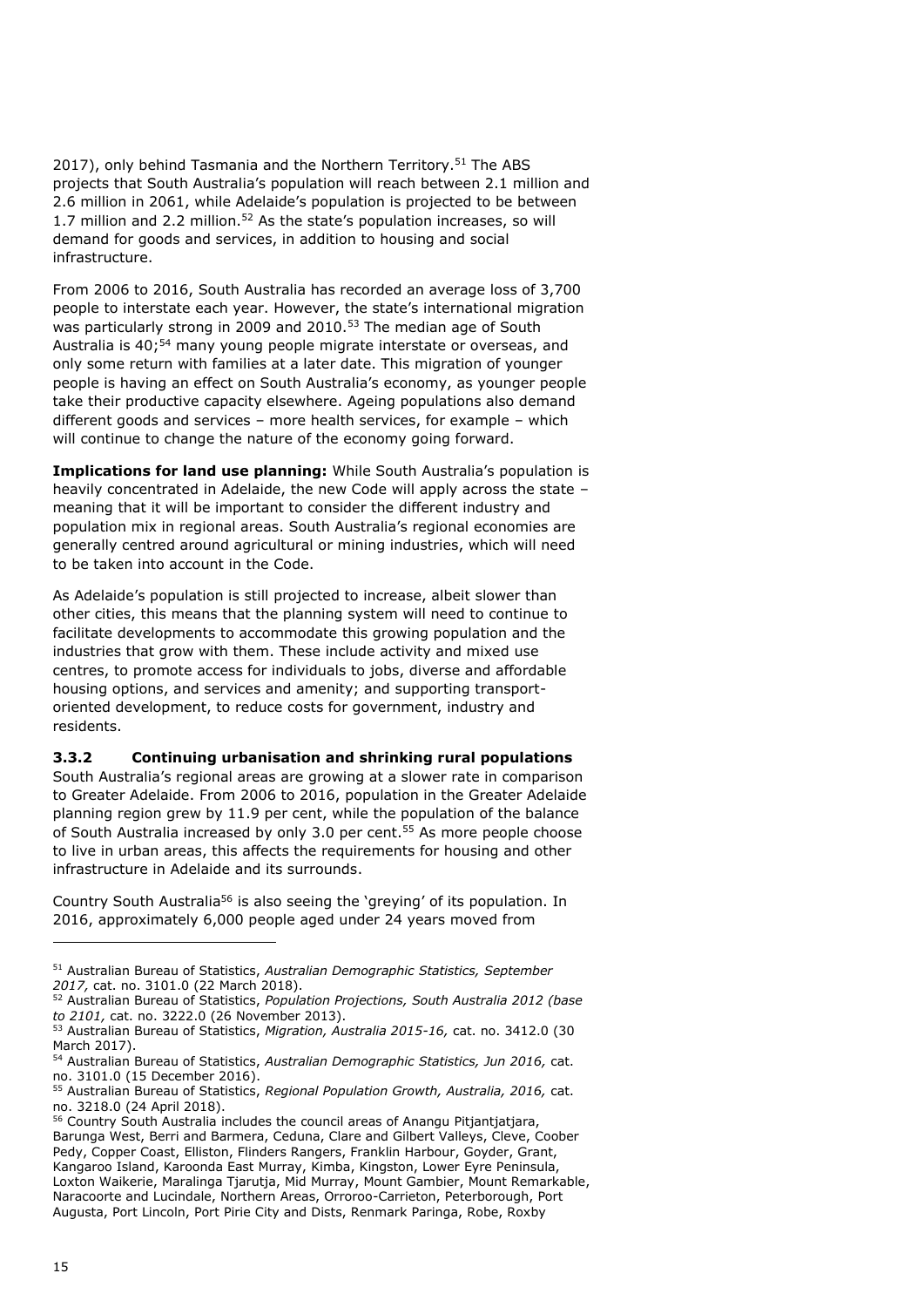2017), only behind Tasmania and the Northern Territory.[51] The ABS projects that South Australia's population will reach between 2.1 million and 2.6 million in 2061, while Adelaide's population is projected to be between 1.7 million and 2.2 million.[52] As the state's population increases, so will demand for goods and services, in addition to housing and social infrastructure.

From 2006 to 2016, South Australia has recorded an average loss of 3,700 people to interstate each year. However, the state's international migration was particularly strong in 2009 and 2010.[53] The median age of South Australia is 40;[54] many young people migrate interstate or overseas, and only some return with families at a later date. This migration of younger people is having an effect on South Australia's economy, as younger people take their productive capacity elsewhere. Ageing populations also demand different goods and services – more health services, for example – which will continue to change the nature of the economy going forward.

**Implications for land use planning:** While South Australia's population is heavily concentrated in Adelaide, the new Code will apply across the state – meaning that it will be important to consider the different industry and population mix in regional areas. South Australia's regional economies are generally centred around agricultural or mining industries, which will need to be taken into account in the Code.

As Adelaide's population is still projected to increase, albeit slower than other cities, this means that the planning system will need to continue to facilitate developments to accommodate this growing population and the industries that grow with them. These include activity and mixed use centres, to promote access for individuals to jobs, diverse and affordable housing options, and services and amenity; and supporting transport-oriented development, to reduce costs for government, industry and residents.

### 3.3.2 Continuing urbanisation and shrinking rural populations

South Australia's regional areas are growing at a slower rate in comparison to Greater Adelaide. From 2006 to 2016, population in the Greater Adelaide planning region grew by 11.9 per cent, while the population of the balance of South Australia increased by only 3.0 per cent.[55] As more people choose to live in urban areas, this affects the requirements for housing and other infrastructure in Adelaide and its surrounds.

Country South Australia[56] is also seeing the 'greying' of its population. In 2016, approximately 6,000 people aged under 24 years moved from

---

[51] Australian Bureau of Statistics, *Australian Demographic Statistics, September 2017,* cat. no. 3101.0 (22 March 2018).

[52] Australian Bureau of Statistics, *Population Projections, South Australia 2012 (base to 2101,* cat. no. 3222.0 (26 November 2013).

[53] Australian Bureau of Statistics, *Migration, Australia 2015-16,* cat. no. 3412.0 (30 March 2017).

[54] Australian Bureau of Statistics, *Australian Demographic Statistics, Jun 2016,* cat. no. 3101.0 (15 December 2016).

[55] Australian Bureau of Statistics, *Regional Population Growth, Australia, 2016,* cat. no. 3218.0 (24 April 2018).

[56] Country South Australia includes the council areas of Anangu Pitjantjatjara, Barunga West, Berri and Barmera, Ceduna, Clare and Gilbert Valleys, Cleve, Coober Pedy, Copper Coast, Elliston, Flinders Rangers, Franklin Harbour, Goyder, Grant, Kangaroo Island, Karoonda East Murray, Kimba, Kingston, Lower Eyre Peninsula, Loxton Waikerie, Maralinga Tjarutja, Mid Murray, Mount Gambier, Mount Remarkable, Naracoorte and Lucindale, Northern Areas, Orroroo-Carrieton, Peterborough, Port Augusta, Port Lincoln, Port Pirie City and Dists, Renmark Paringa, Robe, Roxby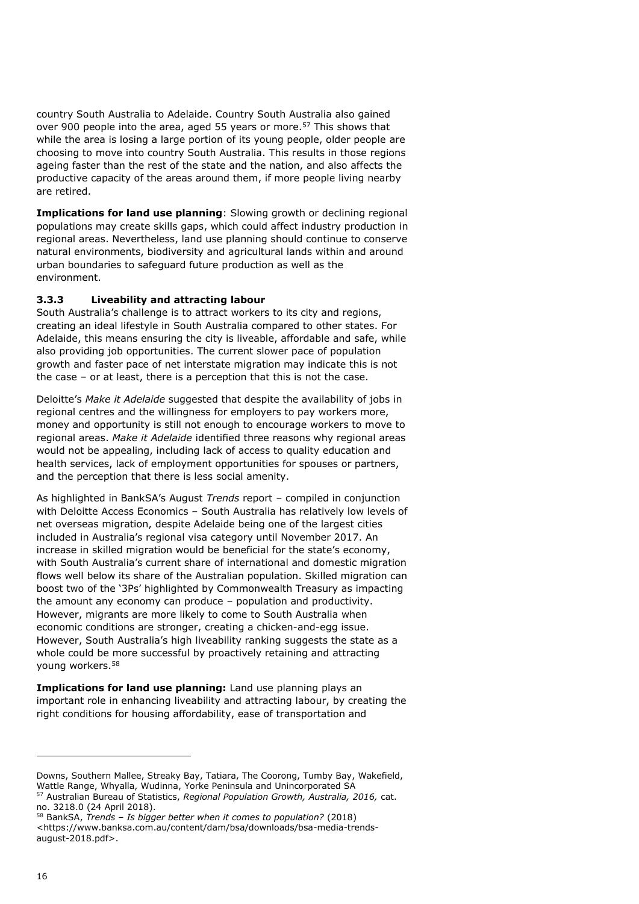country South Australia to Adelaide. Country South Australia also gained over 900 people into the area, aged 55 years or more.[57] This shows that while the area is losing a large portion of its young people, older people are choosing to move into country South Australia. This results in those regions ageing faster than the rest of the state and the nation, and also affects the productive capacity of the areas around them, if more people living nearby are retired.

**Implications for land use planning**: Slowing growth or declining regional populations may create skills gaps, which could affect industry production in regional areas. Nevertheless, land use planning should continue to conserve natural environments, biodiversity and agricultural lands within and around urban boundaries to safeguard future production as well as the environment.

### 3.3.3 Liveability and attracting labour

South Australia's challenge is to attract workers to its city and regions, creating an ideal lifestyle in South Australia compared to other states. For Adelaide, this means ensuring the city is liveable, affordable and safe, while also providing job opportunities. The current slower pace of population growth and faster pace of net interstate migration may indicate this is not the case – or at least, there is a perception that this is not the case.

Deloitte's *Make it Adelaide* suggested that despite the availability of jobs in regional centres and the willingness for employers to pay workers more, money and opportunity is still not enough to encourage workers to move to regional areas. *Make it Adelaide* identified three reasons why regional areas would not be appealing, including lack of access to quality education and health services, lack of employment opportunities for spouses or partners, and the perception that there is less social amenity.

As highlighted in BankSA's August *Trends* report – compiled in conjunction with Deloitte Access Economics – South Australia has relatively low levels of net overseas migration, despite Adelaide being one of the largest cities included in Australia's regional visa category until November 2017. An increase in skilled migration would be beneficial for the state's economy, with South Australia's current share of international and domestic migration flows well below its share of the Australian population. Skilled migration can boost two of the '3Ps' highlighted by Commonwealth Treasury as impacting the amount any economy can produce – population and productivity. However, migrants are more likely to come to South Australia when economic conditions are stronger, creating a chicken-and-egg issue. However, South Australia's high liveability ranking suggests the state as a whole could be more successful by proactively retaining and attracting young workers.[58]

**Implications for land use planning:** Land use planning plays an important role in enhancing liveability and attracting labour, by creating the right conditions for housing affordability, ease of transportation and

---

Downs, Southern Mallee, Streaky Bay, Tatiara, The Coorong, Tumby Bay, Wakefield, Wattle Range, Whyalla, Wudinna, Yorke Peninsula and Unincorporated SA

[57] Australian Bureau of Statistics, *Regional Population Growth, Australia, 2016,* cat. no. 3218.0 (24 April 2018).

[58] BankSA, *Trends – Is bigger better when it comes to population?* (2018) <https://www.banksa.com.au/content/dam/bsa/downloads/bsa-media-trends-august-2018.pdf>.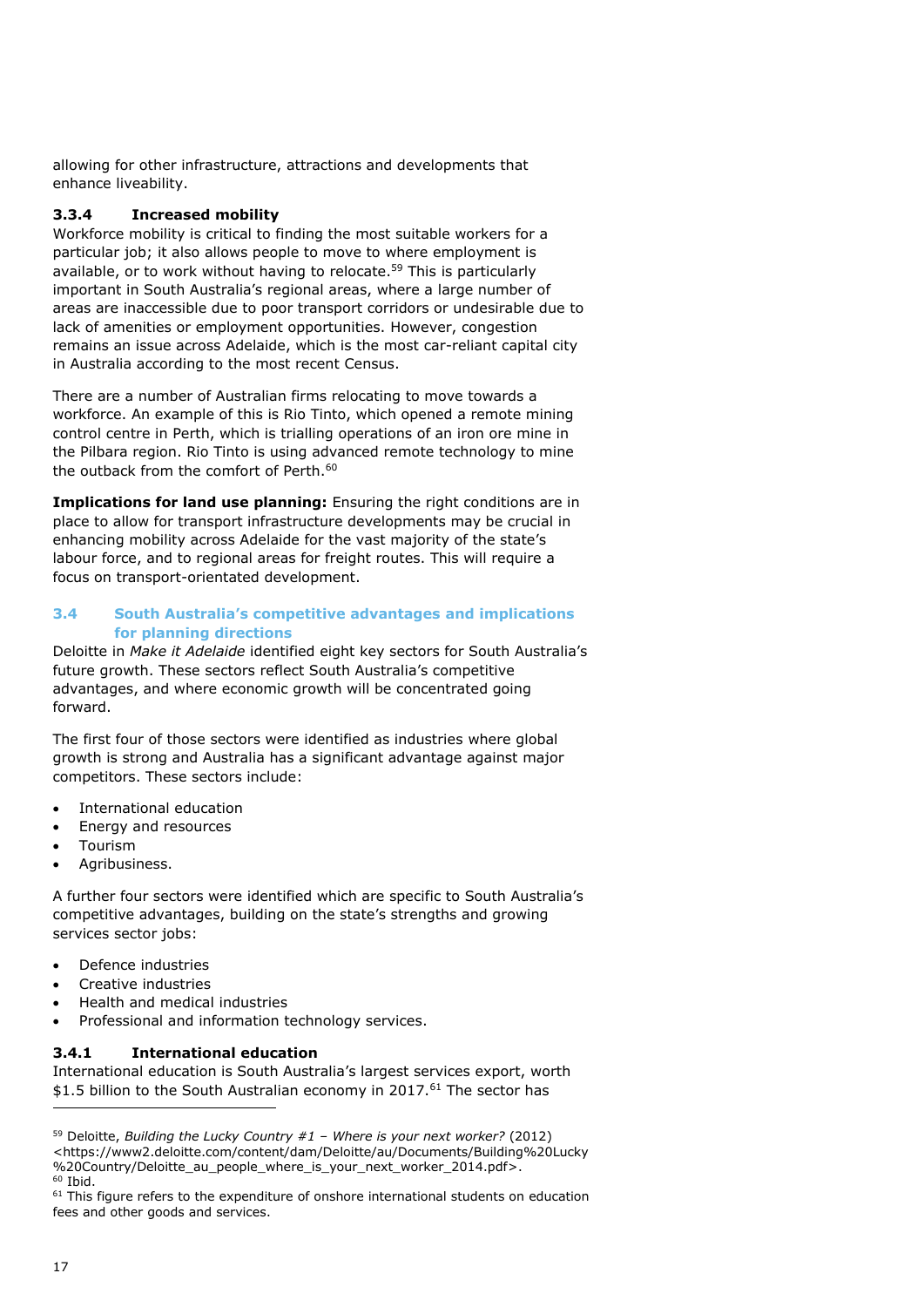allowing for other infrastructure, attractions and developments that enhance liveability.

#### 3.3.4 Increased mobility

Workforce mobility is critical to finding the most suitable workers for a particular job; it also allows people to move to where employment is available, or to work without having to relocate.[59] This is particularly important in South Australia's regional areas, where a large number of areas are inaccessible due to poor transport corridors or undesirable due to lack of amenities or employment opportunities. However, congestion remains an issue across Adelaide, which is the most car-reliant capital city in Australia according to the most recent Census.

There are a number of Australian firms relocating to move towards a workforce. An example of this is Rio Tinto, which opened a remote mining control centre in Perth, which is trialling operations of an iron ore mine in the Pilbara region. Rio Tinto is using advanced remote technology to mine the outback from the comfort of Perth.[60]

**Implications for land use planning:** Ensuring the right conditions are in place to allow for transport infrastructure developments may be crucial in enhancing mobility across Adelaide for the vast majority of the state's labour force, and to regional areas for freight routes. This will require a focus on transport-orientated development.

### 3.4 South Australia's competitive advantages and implications for planning directions

Deloitte in *Make it Adelaide* identified eight key sectors for South Australia's future growth. These sectors reflect South Australia's competitive advantages, and where economic growth will be concentrated going forward.

The first four of those sectors were identified as industries where global growth is strong and Australia has a significant advantage against major competitors. These sectors include:

- International education
- Energy and resources
- Tourism
- Agribusiness.

A further four sectors were identified which are specific to South Australia's competitive advantages, building on the state's strengths and growing services sector jobs:

- Defence industries
- Creative industries
- Health and medical industries
- Professional and information technology services.

#### 3.4.1 International education

International education is South Australia's largest services export, worth $1.5 billion to the South Australian economy in 2017.[61] The sector has

---

[59] Deloitte, *Building the Lucky Country #1 – Where is your next worker?* (2012) <https://www2.deloitte.com/content/dam/Deloitte/au/Documents/Building%20Lucky%20Country/Deloitte_au_people_where_is_your_next_worker_2014.pdf>.

[60] Ibid.

[61] This figure refers to the expenditure of onshore international students on education fees and other goods and services.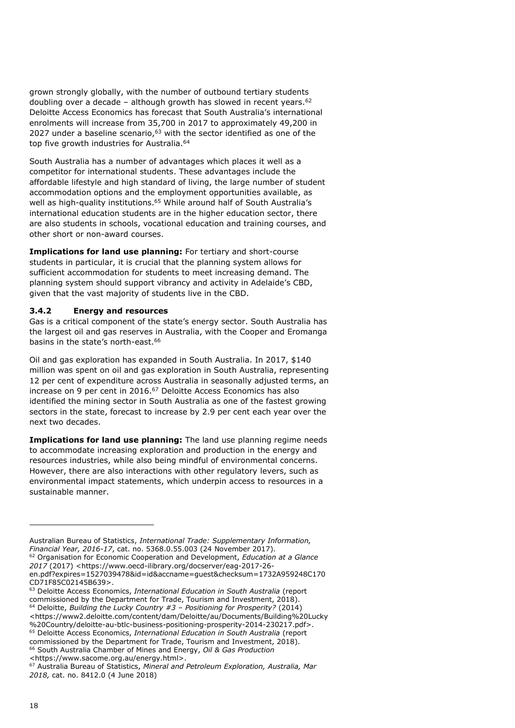grown strongly globally, with the number of outbound tertiary students doubling over a decade – although growth has slowed in recent years.[62] Deloitte Access Economics has forecast that South Australia's international enrolments will increase from 35,700 in 2017 to approximately 49,200 in 2027 under a baseline scenario,[63] with the sector identified as one of the top five growth industries for Australia.[64]

South Australia has a number of advantages which places it well as a competitor for international students. These advantages include the affordable lifestyle and high standard of living, the large number of student accommodation options and the employment opportunities available, as well as high-quality institutions.[65] While around half of South Australia's international education students are in the higher education sector, there are also students in schools, vocational education and training courses, and other short or non-award courses.

**Implications for land use planning:** For tertiary and short-course students in particular, it is crucial that the planning system allows for sufficient accommodation for students to meet increasing demand. The planning system should support vibrancy and activity in Adelaide's CBD, given that the vast majority of students live in the CBD.

### 3.4.2 Energy and resources

Gas is a critical component of the state's energy sector. South Australia has the largest oil and gas reserves in Australia, with the Cooper and Eromanga basins in the state's north-east.[66]

Oil and gas exploration has expanded in South Australia. In 2017, $140 million was spent on oil and gas exploration in South Australia, representing 12 per cent of expenditure across Australia in seasonally adjusted terms, an increase on 9 per cent in 2016.[67] Deloitte Access Economics has also identified the mining sector in South Australia as one of the fastest growing sectors in the state, forecast to increase by 2.9 per cent each year over the next two decades.

**Implications for land use planning:** The land use planning regime needs to accommodate increasing exploration and production in the energy and resources industries, while also being mindful of environmental concerns. However, there are also interactions with other regulatory levers, such as environmental impact statements, which underpin access to resources in a sustainable manner.

---

Australian Bureau of Statistics, *International Trade: Supplementary Information, Financial Year, 2016-17*, cat. no. 5368.0.55.003 (24 November 2017).

[62] Organisation for Economic Cooperation and Development, *Education at a Glance 2017* (2017) <https://www.oecd-ilibrary.org/docserver/eag-2017-26-en.pdf?expires=1527039478&id=id&accname=guest&checksum=1732A959248C170CD71F85C02145B639>.

[63] Deloitte Access Economics, *International Education in South Australia* (report commissioned by the Department for Trade, Tourism and Investment, 2018).

[64] Deloitte, *Building the Lucky Country #3 – Positioning for Prosperity?* (2014) <https://www2.deloitte.com/content/dam/Deloitte/au/Documents/Building%20Lucky%20Country/deloitte-au-btlc-business-positioning-prosperity-2014-230217.pdf>.

[65] Deloitte Access Economics, *International Education in South Australia* (report commissioned by the Department for Trade, Tourism and Investment, 2018).

[66] South Australia Chamber of Mines and Energy, *Oil & Gas Production* <https://www.sacome.org.au/energy.html>.

[67] Australia Bureau of Statistics, *Mineral and Petroleum Exploration, Australia, Mar 2018,* cat. no. 8412.0 (4 June 2018)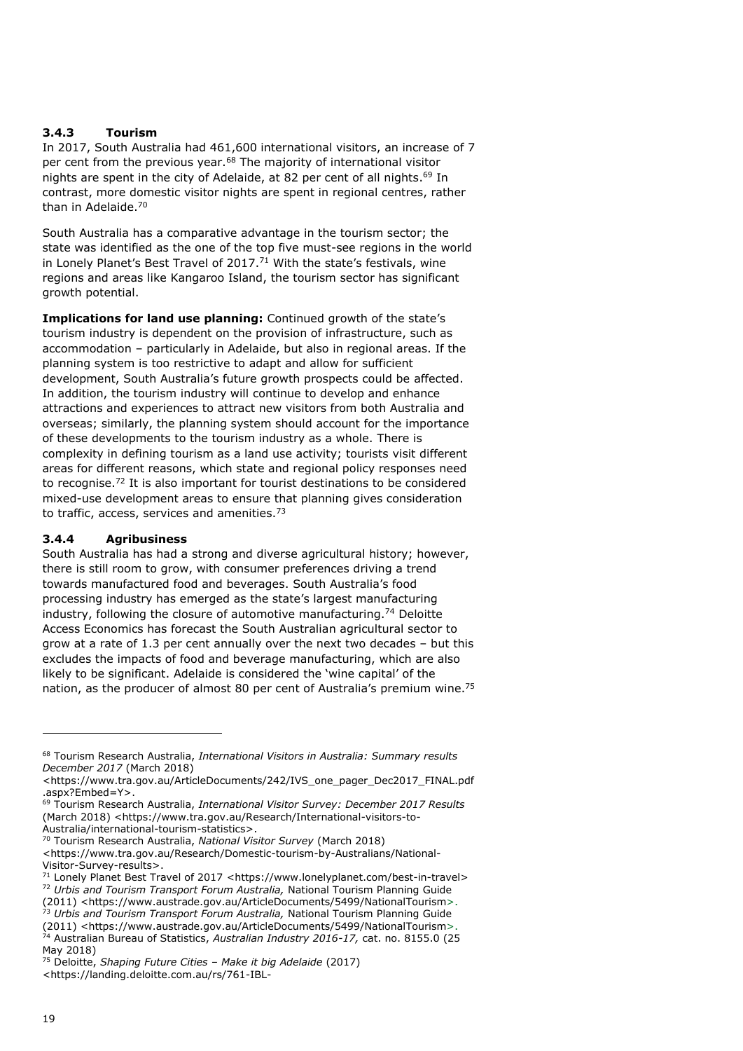### 3.4.3 Tourism

In 2017, South Australia had 461,600 international visitors, an increase of 7 per cent from the previous year.[68] The majority of international visitor nights are spent in the city of Adelaide, at 82 per cent of all nights.[69] In contrast, more domestic visitor nights are spent in regional centres, rather than in Adelaide.[70]

South Australia has a comparative advantage in the tourism sector; the state was identified as the one of the top five must-see regions in the world in Lonely Planet's Best Travel of 2017.[71] With the state's festivals, wine regions and areas like Kangaroo Island, the tourism sector has significant growth potential.

**Implications for land use planning:** Continued growth of the state's tourism industry is dependent on the provision of infrastructure, such as accommodation – particularly in Adelaide, but also in regional areas. If the planning system is too restrictive to adapt and allow for sufficient development, South Australia's future growth prospects could be affected. In addition, the tourism industry will continue to develop and enhance attractions and experiences to attract new visitors from both Australia and overseas; similarly, the planning system should account for the importance of these developments to the tourism industry as a whole. There is complexity in defining tourism as a land use activity; tourists visit different areas for different reasons, which state and regional policy responses need to recognise.[72] It is also important for tourist destinations to be considered mixed-use development areas to ensure that planning gives consideration to traffic, access, services and amenities.[73]

### 3.4.4 Agribusiness

South Australia has had a strong and diverse agricultural history; however, there is still room to grow, with consumer preferences driving a trend towards manufactured food and beverages. South Australia's food processing industry has emerged as the state's largest manufacturing industry, following the closure of automotive manufacturing.[74] Deloitte Access Economics has forecast the South Australian agricultural sector to grow at a rate of 1.3 per cent annually over the next two decades – but this excludes the impacts of food and beverage manufacturing, which are also likely to be significant. Adelaide is considered the 'wine capital' of the nation, as the producer of almost 80 per cent of Australia's premium wine.[75]

---

[68] Tourism Research Australia, *International Visitors in Australia: Summary results December 2017* (March 2018) <https://www.tra.gov.au/ArticleDocuments/242/IVS_one_pager_Dec2017_FINAL.pdf.aspx?Embed=Y>.

[69] Tourism Research Australia, *International Visitor Survey: December 2017 Results* (March 2018) <https://www.tra.gov.au/Research/International-visitors-to-Australia/international-tourism-statistics>.

[70] Tourism Research Australia, *National Visitor Survey* (March 2018) <https://www.tra.gov.au/Research/Domestic-tourism-by-Australians/National-Visitor-Survey-results>.

[71] Lonely Planet Best Travel of 2017 <https://www.lonelyplanet.com/best-in-travel>

[72] *Urbis and Tourism Transport Forum Australia,* National Tourism Planning Guide (2011) <https://www.austrade.gov.au/ArticleDocuments/5499/NationalTourism>.

[73] *Urbis and Tourism Transport Forum Australia,* National Tourism Planning Guide (2011) <https://www.austrade.gov.au/ArticleDocuments/5499/NationalTourism>.

[74] Australian Bureau of Statistics, *Australian Industry 2016-17,* cat. no. 8155.0 (25 May 2018)

[75] Deloitte, *Shaping Future Cities – Make it big Adelaide* (2017) <https://landing.deloitte.com.au/rs/761-IBL-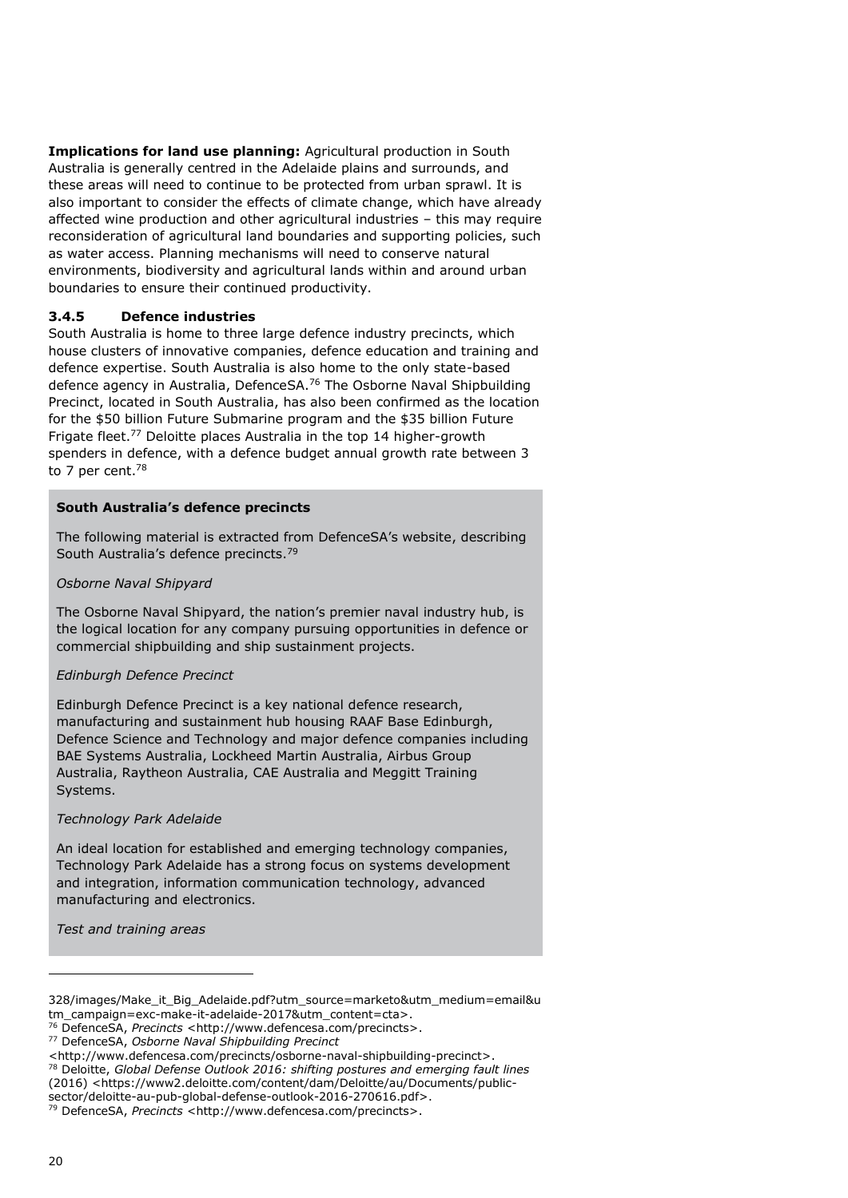**Implications for land use planning:** Agricultural production in South Australia is generally centred in the Adelaide plains and surrounds, and these areas will need to continue to be protected from urban sprawl. It is also important to consider the effects of climate change, which have already affected wine production and other agricultural industries – this may require reconsideration of agricultural land boundaries and supporting policies, such as water access. Planning mechanisms will need to conserve natural environments, biodiversity and agricultural lands within and around urban boundaries to ensure their continued productivity.

### 3.4.5 Defence industries

South Australia is home to three large defence industry precincts, which house clusters of innovative companies, defence education and training and defence expertise. South Australia is also home to the only state-based defence agency in Australia, DefenceSA.[76] The Osborne Naval Shipbuilding Precinct, located in South Australia, has also been confirmed as the location for the $50 billion Future Submarine program and the $35 billion Future Frigate fleet.[77] Deloitte places Australia in the top 14 higher-growth spenders in defence, with a defence budget annual growth rate between 3 to 7 per cent.[78]

**South Australia's defence precincts**

The following material is extracted from DefenceSA's website, describing South Australia's defence precincts.[79]

*Osborne Naval Shipyard*

The Osborne Naval Shipyard, the nation's premier naval industry hub, is the logical location for any company pursuing opportunities in defence or commercial shipbuilding and ship sustainment projects.

*Edinburgh Defence Precinct*

Edinburgh Defence Precinct is a key national defence research, manufacturing and sustainment hub housing RAAF Base Edinburgh, Defence Science and Technology and major defence companies including BAE Systems Australia, Lockheed Martin Australia, Airbus Group Australia, Raytheon Australia, CAE Australia and Meggitt Training Systems.

*Technology Park Adelaide*

An ideal location for established and emerging technology companies, Technology Park Adelaide has a strong focus on systems development and integration, information communication technology, advanced manufacturing and electronics.

*Test and training areas*

---

328/images/Make_it_Big_Adelaide.pdf?utm_source=marketo&utm_medium=email&utm_campaign=exc-make-it-adelaide-2017&utm_content=cta>.

[76] DefenceSA, *Precincts* <http://www.defencesa.com/precincts>.

[77] DefenceSA, *Osborne Naval Shipbuilding Precinct* <http://www.defencesa.com/precincts/osborne-naval-shipbuilding-precinct>.

[78] Deloitte, *Global Defense Outlook 2016: shifting postures and emerging fault lines* (2016) <https://www2.deloitte.com/content/dam/Deloitte/au/Documents/public-sector/deloitte-au-pub-global-defense-outlook-2016-270616.pdf>.

[79] DefenceSA, *Precincts* <http://www.defencesa.com/precincts>.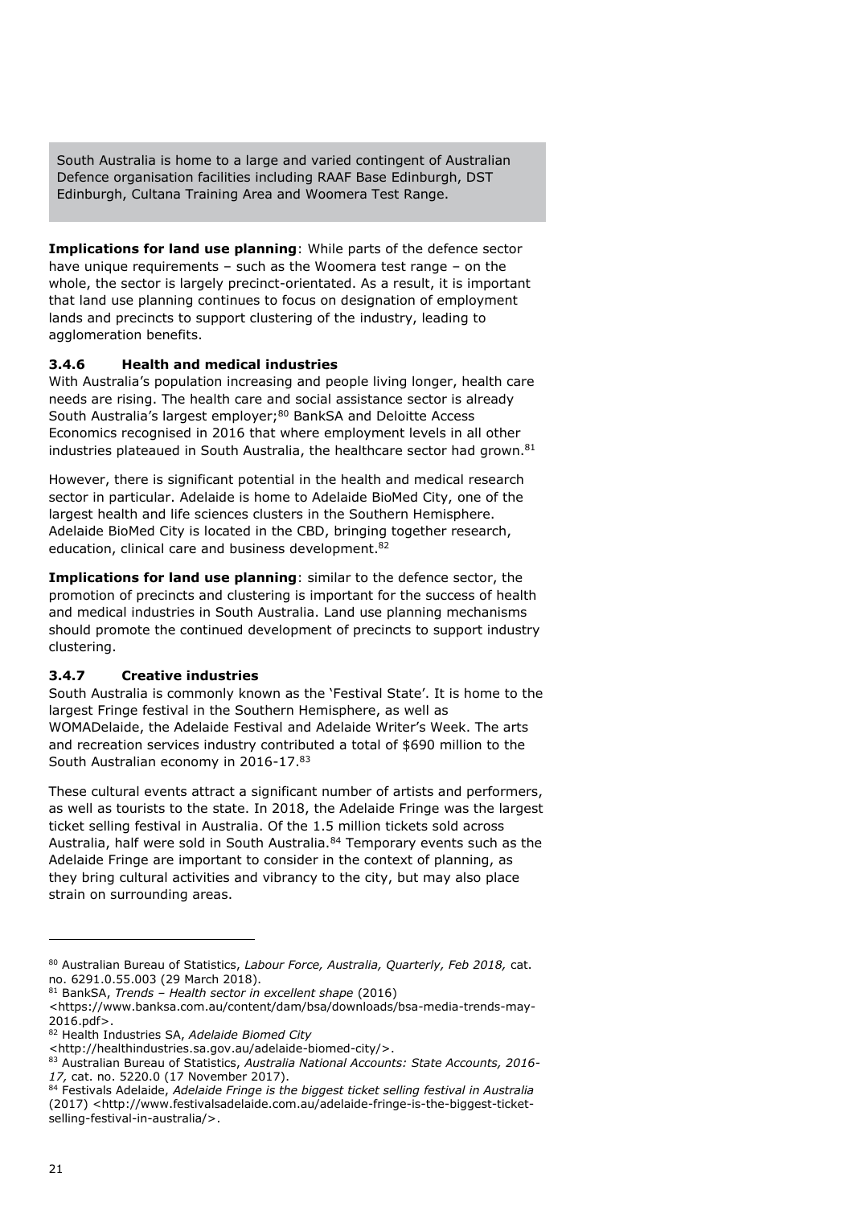South Australia is home to a large and varied contingent of Australian Defence organisation facilities including RAAF Base Edinburgh, DST Edinburgh, Cultana Training Area and Woomera Test Range.

**Implications for land use planning**: While parts of the defence sector have unique requirements – such as the Woomera test range – on the whole, the sector is largely precinct-orientated. As a result, it is important that land use planning continues to focus on designation of employment lands and precincts to support clustering of the industry, leading to agglomeration benefits.

### 3.4.6 Health and medical industries

With Australia's population increasing and people living longer, health care needs are rising. The health care and social assistance sector is already South Australia's largest employer;[80] BankSA and Deloitte Access Economics recognised in 2016 that where employment levels in all other industries plateaued in South Australia, the healthcare sector had grown.[81]

However, there is significant potential in the health and medical research sector in particular. Adelaide is home to Adelaide BioMed City, one of the largest health and life sciences clusters in the Southern Hemisphere. Adelaide BioMed City is located in the CBD, bringing together research, education, clinical care and business development.[82]

**Implications for land use planning**: similar to the defence sector, the promotion of precincts and clustering is important for the success of health and medical industries in South Australia. Land use planning mechanisms should promote the continued development of precincts to support industry clustering.

### 3.4.7 Creative industries

South Australia is commonly known as the 'Festival State'. It is home to the largest Fringe festival in the Southern Hemisphere, as well as WOMADelaide, the Adelaide Festival and Adelaide Writer's Week. The arts and recreation services industry contributed a total of $690 million to the South Australian economy in 2016-17.[83]

These cultural events attract a significant number of artists and performers, as well as tourists to the state. In 2018, the Adelaide Fringe was the largest ticket selling festival in Australia. Of the 1.5 million tickets sold across Australia, half were sold in South Australia.[84] Temporary events such as the Adelaide Fringe are important to consider in the context of planning, as they bring cultural activities and vibrancy to the city, but may also place strain on surrounding areas.

---

[80] Australian Bureau of Statistics, *Labour Force, Australia, Quarterly, Feb 2018,* cat. no. 6291.0.55.003 (29 March 2018).

[81] BankSA, *Trends – Health sector in excellent shape* (2016) <https://www.banksa.com.au/content/dam/bsa/downloads/bsa-media-trends-may-2016.pdf>.

[82] Health Industries SA, *Adelaide Biomed City* <http://healthindustries.sa.gov.au/adelaide-biomed-city/>.

[83] Australian Bureau of Statistics, *Australia National Accounts: State Accounts, 2016-17,* cat. no. 5220.0 (17 November 2017).

[84] Festivals Adelaide, *Adelaide Fringe is the biggest ticket selling festival in Australia* (2017) <http://www.festivalsadelaide.com.au/adelaide-fringe-is-the-biggest-ticket-selling-festival-in-australia/>.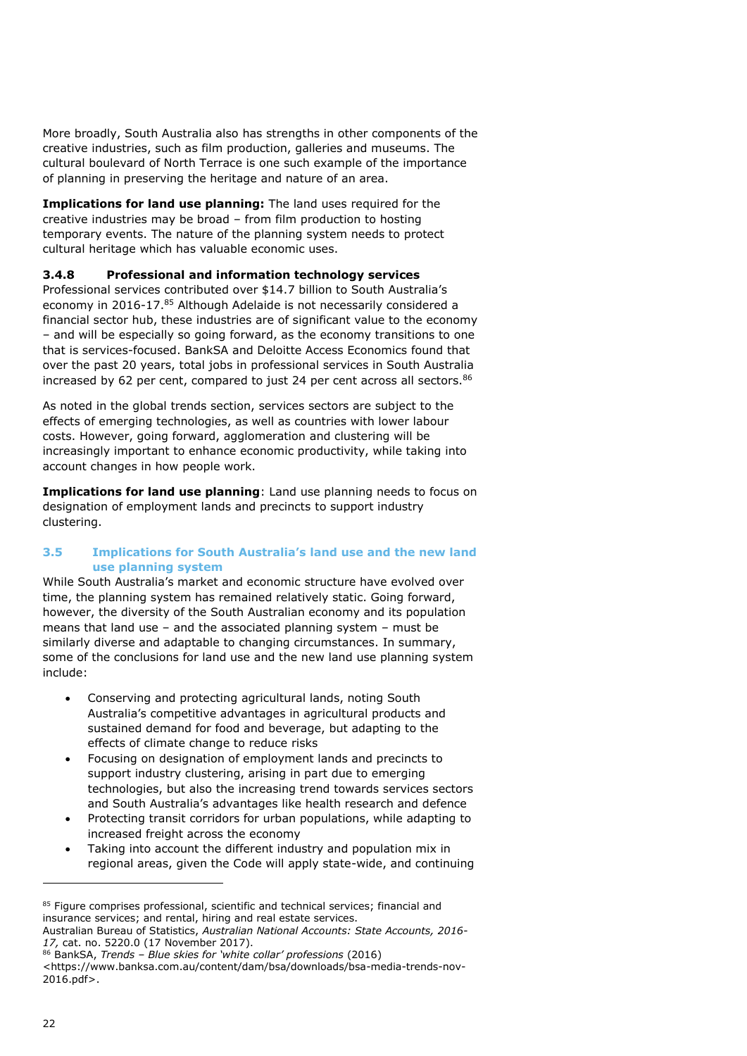More broadly, South Australia also has strengths in other components of the creative industries, such as film production, galleries and museums. The cultural boulevard of North Terrace is one such example of the importance of planning in preserving the heritage and nature of an area.

**Implications for land use planning:** The land uses required for the creative industries may be broad – from film production to hosting temporary events. The nature of the planning system needs to protect cultural heritage which has valuable economic uses.

### 3.4.8 Professional and information technology services

Professional services contributed over $14.7 billion to South Australia's economy in 2016-17.[85] Although Adelaide is not necessarily considered a financial sector hub, these industries are of significant value to the economy – and will be especially so going forward, as the economy transitions to one that is services-focused. BankSA and Deloitte Access Economics found that over the past 20 years, total jobs in professional services in South Australia increased by 62 per cent, compared to just 24 per cent across all sectors.[86]

As noted in the global trends section, services sectors are subject to the effects of emerging technologies, as well as countries with lower labour costs. However, going forward, agglomeration and clustering will be increasingly important to enhance economic productivity, while taking into account changes in how people work.

**Implications for land use planning**: Land use planning needs to focus on designation of employment lands and precincts to support industry clustering.

## 3.5 Implications for South Australia's land use and the new land use planning system

While South Australia's market and economic structure have evolved over time, the planning system has remained relatively static. Going forward, however, the diversity of the South Australian economy and its population means that land use – and the associated planning system – must be similarly diverse and adaptable to changing circumstances. In summary, some of the conclusions for land use and the new land use planning system include:

- Conserving and protecting agricultural lands, noting South Australia's competitive advantages in agricultural products and sustained demand for food and beverage, but adapting to the effects of climate change to reduce risks
- Focusing on designation of employment lands and precincts to support industry clustering, arising in part due to emerging technologies, but also the increasing trend towards services sectors and South Australia's advantages like health research and defence
- Protecting transit corridors for urban populations, while adapting to increased freight across the economy
- Taking into account the different industry and population mix in regional areas, given the Code will apply state-wide, and continuing

---

[85] Figure comprises professional, scientific and technical services; financial and insurance services; and rental, hiring and real estate services.
Australian Bureau of Statistics, *Australian National Accounts: State Accounts, 2016-17,* cat. no. 5220.0 (17 November 2017).

[86] BankSA, *Trends – Blue skies for 'white collar' professions* (2016) <https://www.banksa.com.au/content/dam/bsa/downloads/bsa-media-trends-nov-2016.pdf>.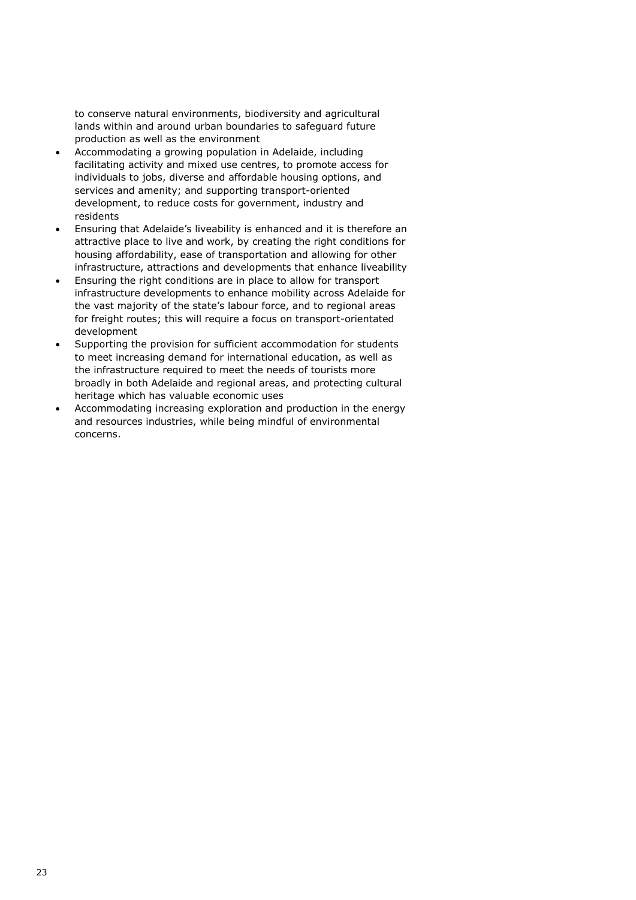to conserve natural environments, biodiversity and agricultural lands within and around urban boundaries to safeguard future production as well as the environment

- Accommodating a growing population in Adelaide, including facilitating activity and mixed use centres, to promote access for individuals to jobs, diverse and affordable housing options, and services and amenity; and supporting transport-oriented development, to reduce costs for government, industry and residents
- Ensuring that Adelaide's liveability is enhanced and it is therefore an attractive place to live and work, by creating the right conditions for housing affordability, ease of transportation and allowing for other infrastructure, attractions and developments that enhance liveability
- Ensuring the right conditions are in place to allow for transport infrastructure developments to enhance mobility across Adelaide for the vast majority of the state's labour force, and to regional areas for freight routes; this will require a focus on transport-orientated development
- Supporting the provision for sufficient accommodation for students to meet increasing demand for international education, as well as the infrastructure required to meet the needs of tourists more broadly in both Adelaide and regional areas, and protecting cultural heritage which has valuable economic uses
- Accommodating increasing exploration and production in the energy and resources industries, while being mindful of environmental concerns.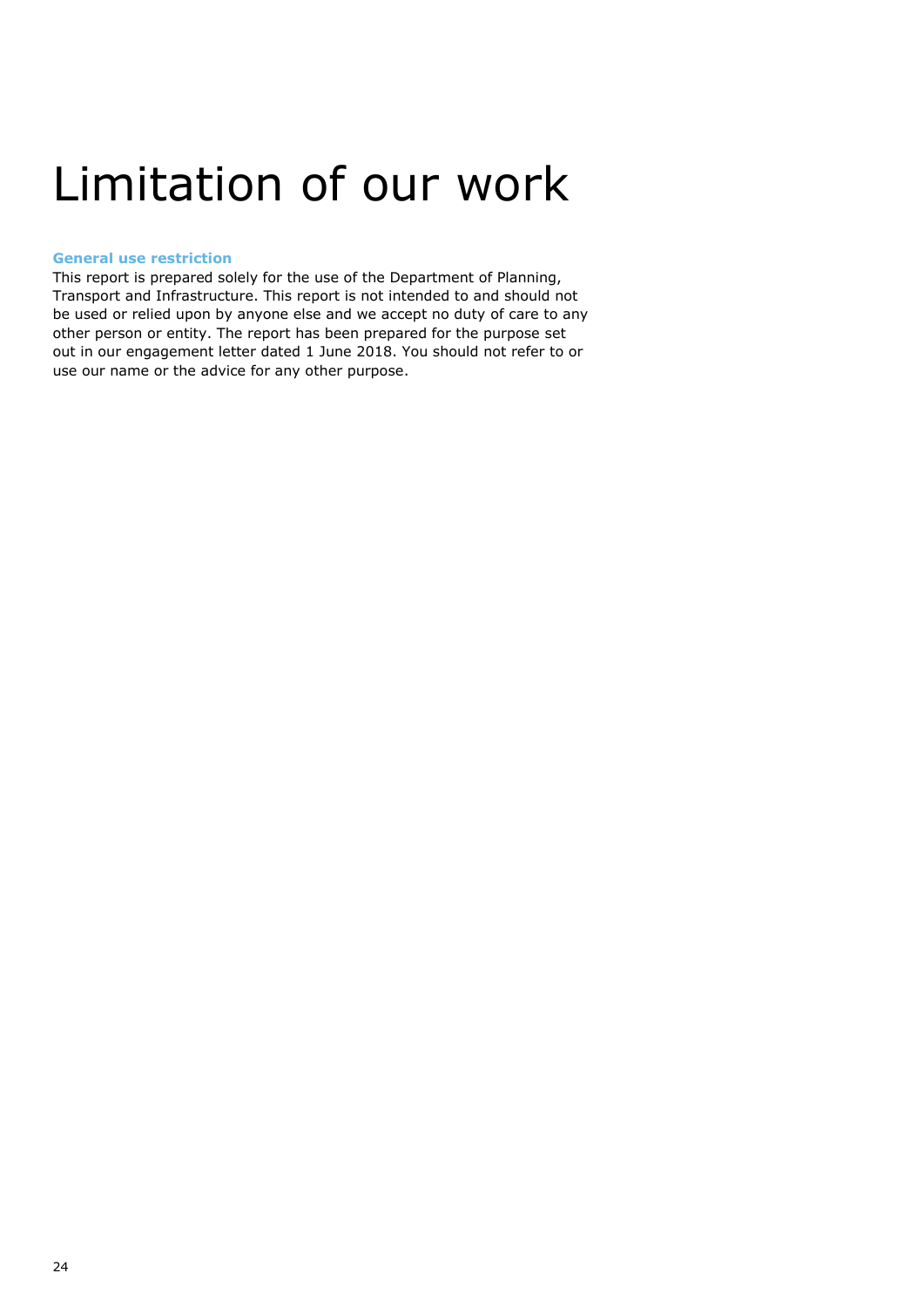# Limitation of our work

**General use restriction**

This report is prepared solely for the use of the Department of Planning, Transport and Infrastructure. This report is not intended to and should not be used or relied upon by anyone else and we accept no duty of care to any other person or entity. The report has been prepared for the purpose set out in our engagement letter dated 1 June 2018. You should not refer to or use our name or the advice for any other purpose.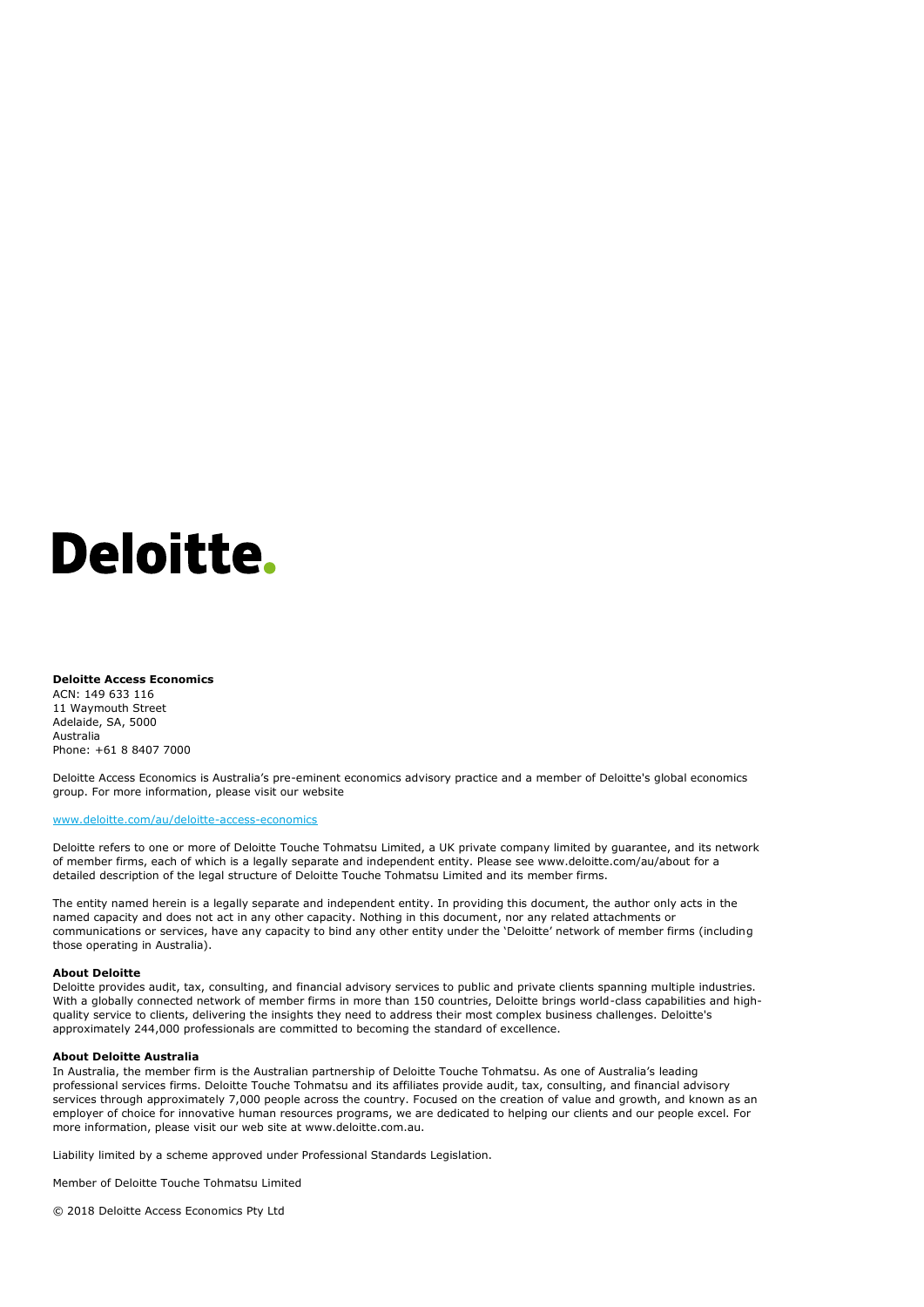Deloitte.

**Deloitte Access Economics**
ACN: 149 633 116
11 Waymouth Street
Adelaide, SA, 5000
Australia
Phone: +61 8 8407 7000

Deloitte Access Economics is Australia's pre-eminent economics advisory practice and a member of Deloitte's global economics group. For more information, please visit our website

www.deloitte.com/au/deloitte-access-economics

Deloitte refers to one or more of Deloitte Touche Tohmatsu Limited, a UK private company limited by guarantee, and its network of member firms, each of which is a legally separate and independent entity. Please see www.deloitte.com/au/about for a detailed description of the legal structure of Deloitte Touche Tohmatsu Limited and its member firms.

The entity named herein is a legally separate and independent entity. In providing this document, the author only acts in the named capacity and does not act in any other capacity. Nothing in this document, nor any related attachments or communications or services, have any capacity to bind any other entity under the 'Deloitte' network of member firms (including those operating in Australia).

**About Deloitte**
Deloitte provides audit, tax, consulting, and financial advisory services to public and private clients spanning multiple industries. With a globally connected network of member firms in more than 150 countries, Deloitte brings world-class capabilities and high-quality service to clients, delivering the insights they need to address their most complex business challenges. Deloitte's approximately 244,000 professionals are committed to becoming the standard of excellence.

**About Deloitte Australia**
In Australia, the member firm is the Australian partnership of Deloitte Touche Tohmatsu. As one of Australia's leading professional services firms. Deloitte Touche Tohmatsu and its affiliates provide audit, tax, consulting, and financial advisory services through approximately 7,000 people across the country. Focused on the creation of value and growth, and known as an employer of choice for innovative human resources programs, we are dedicated to helping our clients and our people excel. For more information, please visit our web site at www.deloitte.com.au.

Liability limited by a scheme approved under Professional Standards Legislation.

Member of Deloitte Touche Tohmatsu Limited

© 2018 Deloitte Access Economics Pty Ltd